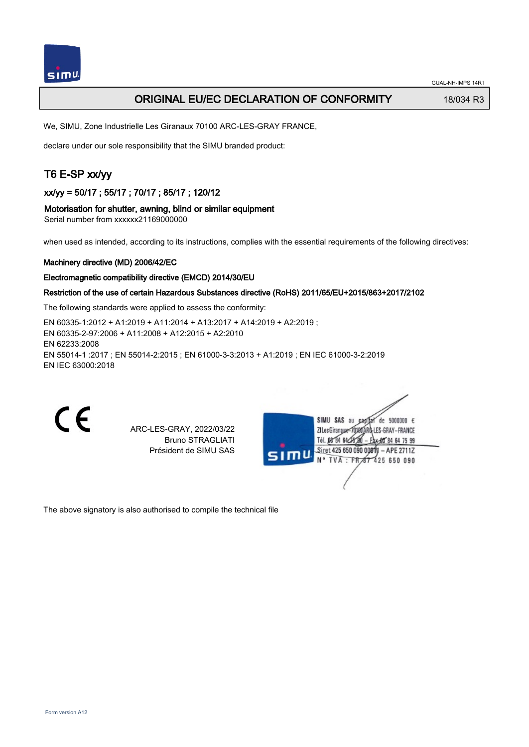# ORIGINAL EU/EC DECLARATION OF CONFORMITY

18/034 R3

We, SIMU, Zone Industrielle Les Giranaux 70100 ARC-LES-GRAY FRANCE,

declare under our sole responsibility that the SIMU branded product:

## T6 E-SP xx/yy

### xx/yy = 50/17 ; 55/17 ; 70/17 ; 85/17 ; 120/12

**Motorisation for shutter, awning, blind or similar equipment**

Serial number from xxxxxx21169000000

when used as intended, according to its instructions, complies with the essential requirements of the following directives:

**Machinery directive (MD) 2006/42/EC**

**Electromagnetic compatibility directive (EMCD) 2014/30/EU**

**Restriction of the use of certain Hazardous Substances directive (RoHS) 2011/65/EU+2015/863+2017/2102**

The following standards were applied to assess the conformity:

EN 60335-1:2012 + A1:2019 + A11:2014 + A13:2017 + A14:2019 + A2:2019 ;
EN 60335-2-97:2006 + A11:2008 + A12:2015 + A2:2010
EN 62233:2008
EN 55014-1 :2017 ; EN 55014-2:2015 ; EN 61000-3-3:2013 + A1:2019 ; EN IEC 61000-3-2:2019
EN IEC 63000:2018

CE

ARC-LES-GRAY, 2022/03/22
Bruno STRAGLIATI
Président de SIMU SAS

SIMU SAS au capital de 5000000 €
ZI Les Giranaux 70100 ARC-LES-GRAY-FRANCE
Tél. 03 84 64 75 00 – Fax 03 84 64 75 99
Siret 425 650 090 00011 – APE 2711Z
N° TVA : FR 87 425 650 090

The above signatory is also authorised to compile the technical file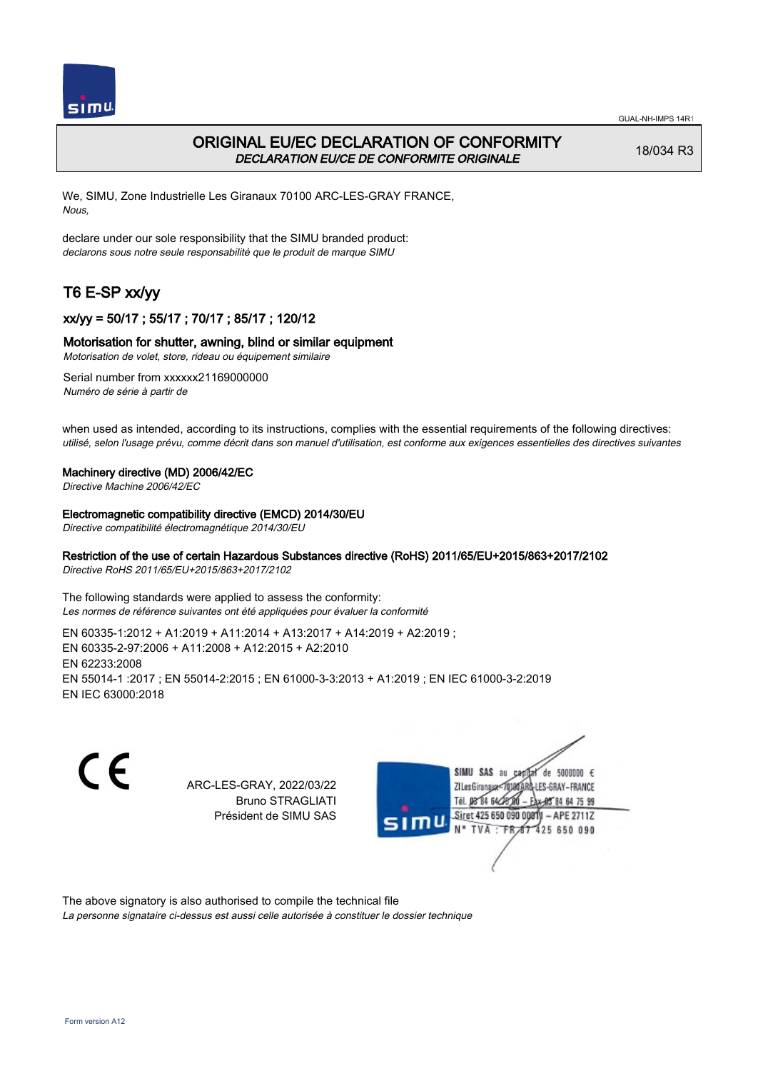GUAL-NH-IMPS 14R1

# ORIGINAL EU/EC DECLARATION OF CONFORMITY

*DECLARATION EU/CE DE CONFORMITE ORIGINALE*

18/034 R3

We, SIMU, Zone Industrielle Les Giranaux 70100 ARC-LES-GRAY FRANCE,
*Nous,*

declare under our sole responsibility that the SIMU branded product:
*declarons sous notre seule responsabilité que le produit de marque SIMU*

## T6 E-SP xx/yy

### xx/yy = 50/17 ; 55/17 ; 70/17 ; 85/17 ; 120/12

### Motorisation for shutter, awning, blind or similar equipment

*Motorisation de volet, store, rideau ou équipement similaire*

Serial number from xxxxxx21169000000
*Numéro de série à partir de*

when used as intended, according to its instructions, complies with the essential requirements of the following directives:
*utilisé, selon l'usage prévu, comme décrit dans son manuel d'utilisation, est conforme aux exigences essentielles des directives suivantes*

**Machinery directive (MD) 2006/42/EC**
*Directive Machine 2006/42/EC*

**Electromagnetic compatibility directive (EMCD) 2014/30/EU**
*Directive compatibilité électromagnétique 2014/30/EU*

**Restriction of the use of certain Hazardous Substances directive (RoHS) 2011/65/EU+2015/863+2017/2102**
*Directive RoHS 2011/65/EU+2015/863+2017/2102*

The following standards were applied to assess the conformity:
*Les normes de référence suivantes ont été appliquées pour évaluer la conformité*

EN 60335-1:2012 + A1:2019 + A11:2014 + A13:2017 + A14:2019 + A2:2019 ;
EN 60335-2-97:2006 + A11:2008 + A12:2015 + A2:2010
EN 62233:2008
EN 55014-1 :2017 ; EN 55014-2:2015 ; EN 61000-3-3:2013 + A1:2019 ; EN IEC 61000-3-2:2019
EN IEC 63000:2018

ARC-LES-GRAY, 2022/03/22
Bruno STRAGLIATI
Président de SIMU SAS

SIMU SAS au capital de 5000000 €
ZI Les Giranaux 70100 ARC-LES-GRAY-FRANCE
Tél. 03 84 64 78 00 – Fax 03 84 64 75 99
Siret 425 650 090 00011 – APE 2711Z
N° TVA : FR 87 425 650 090

The above signatory is also authorised to compile the technical file
*La personne signataire ci-dessus est aussi celle autorisée à constituer le dossier technique*

Form version A12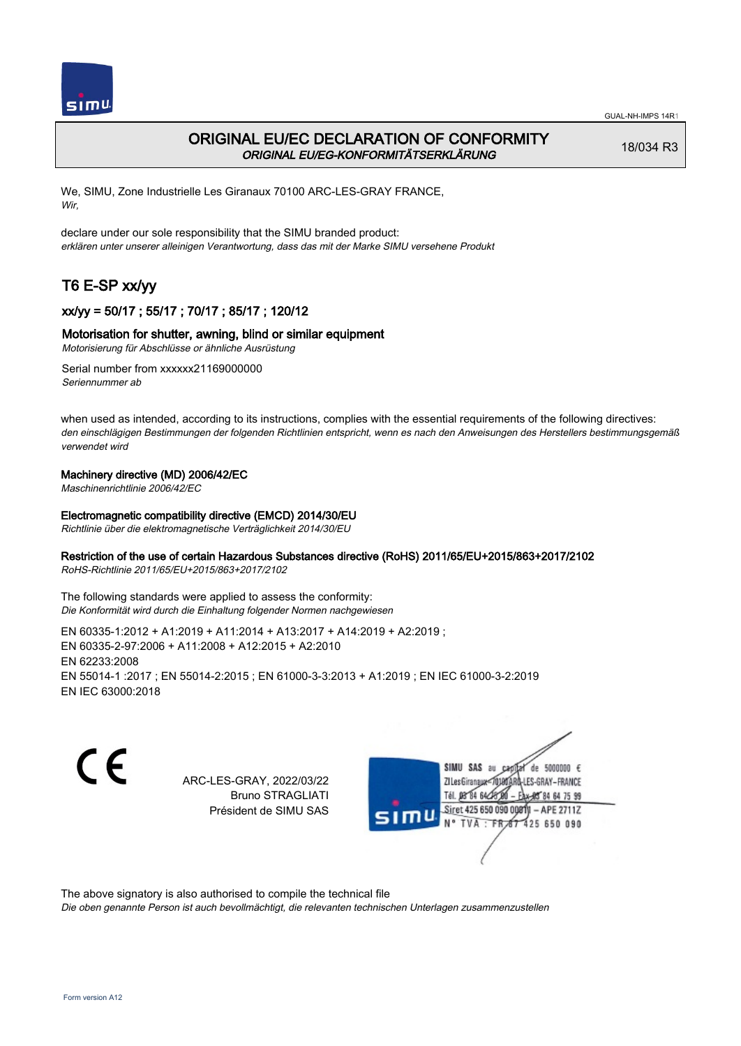# ORIGINAL EU/EC DECLARATION OF CONFORMITY

*ORIGINAL EU/EG-KONFORMITÄTSERKLÄRUNG*

18/034 R3

We, SIMU, Zone Industrielle Les Giranaux 70100 ARC-LES-GRAY FRANCE,
*Wir,*

declare under our sole responsibility that the SIMU branded product:
*erklären unter unserer alleinigen Verantwortung, dass das mit der Marke SIMU versehene Produkt*

## T6 E-SP xx/yy

### xx/yy = 50/17 ; 55/17 ; 70/17 ; 85/17 ; 120/12

### Motorisation for shutter, awning, blind or similar equipment

*Motorisierung für Abschlüsse or ähnliche Ausrüstung*

Serial number from xxxxxx21169000000
*Seriennummer ab*

when used as intended, according to its instructions, complies with the essential requirements of the following directives:
*den einschlägigen Bestimmungen der folgenden Richtlinien entspricht, wenn es nach den Anweisungen des Herstellers bestimmungsgemäß verwendet wird*

**Machinery directive (MD) 2006/42/EC**
*Maschinenrichtlinie 2006/42/EC*

**Electromagnetic compatibility directive (EMCD) 2014/30/EU**
*Richtlinie über die elektromagnetische Verträglichkeit 2014/30/EU*

**Restriction of the use of certain Hazardous Substances directive (RoHS) 2011/65/EU+2015/863+2017/2102**
*RoHS-Richtlinie 2011/65/EU+2015/863+2017/2102*

The following standards were applied to assess the conformity:
*Die Konformität wird durch die Einhaltung folgender Normen nachgewiesen*

EN 60335-1:2012 + A1:2019 + A11:2014 + A13:2017 + A14:2019 + A2:2019 ;
EN 60335-2-97:2006 + A11:2008 + A12:2015 + A2:2010
EN 62233:2008
EN 55014-1 :2017 ; EN 55014-2:2015 ; EN 61000-3-3:2013 + A1:2019 ; EN IEC 61000-3-2:2019
EN IEC 63000:2018

ARC-LES-GRAY, 2022/03/22
Bruno STRAGLIATI
Président de SIMU SAS

SIMU SAS au capital de 5000000 €
ZI Les Giranaux 70100 ARC-LES-GRAY-FRANCE
Tél. 03 84 64 75 00 – Fax 03 84 64 75 99
Siret 425 650 090 00011 – APE 2711Z
N° TVA : FR 87 425 650 090

The above signatory is also authorised to compile the technical file
*Die oben genannte Person ist auch bevollmächtigt, die relevanten technischen Unterlagen zusammenzustellen*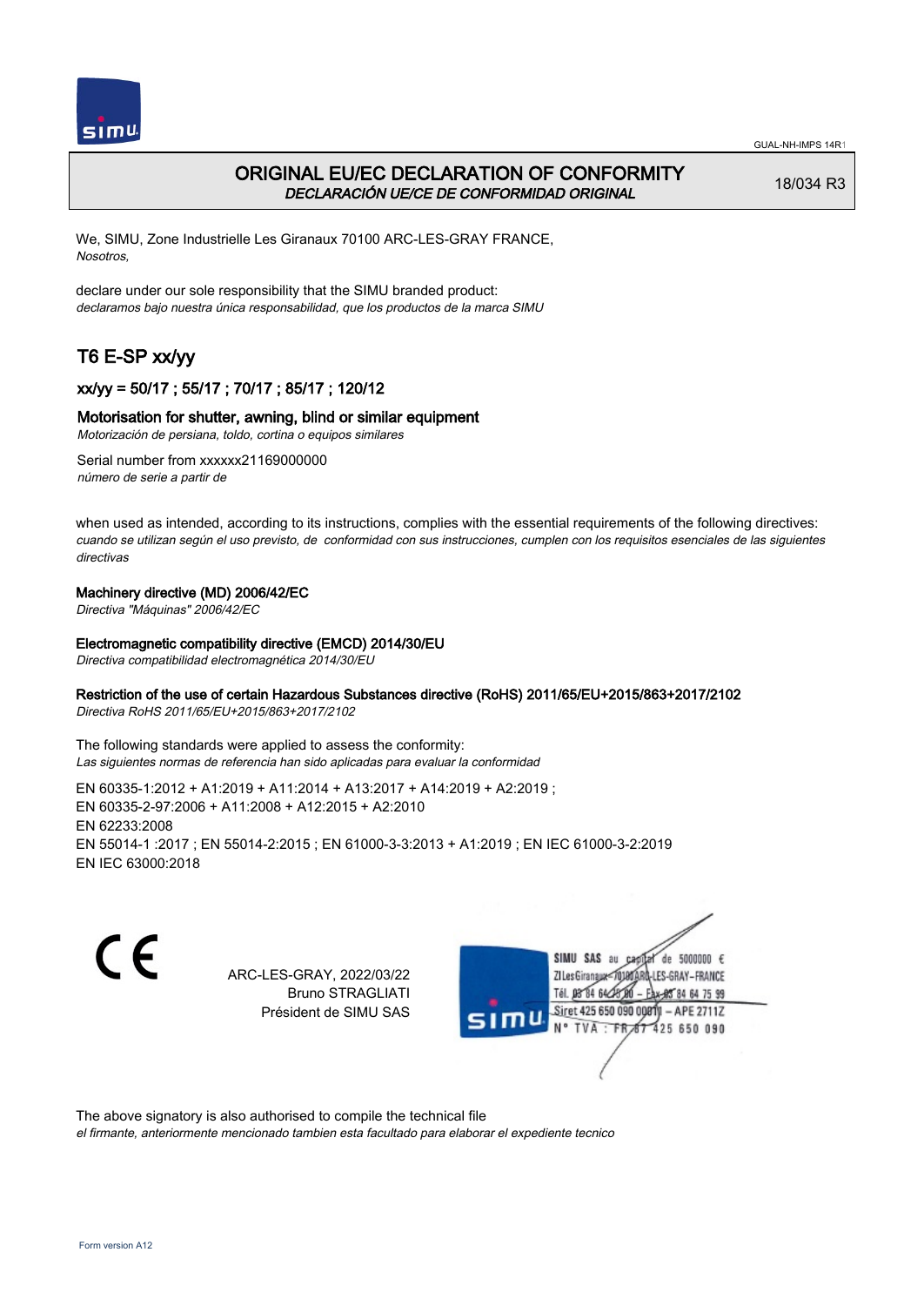# ORIGINAL EU/EC DECLARATION OF CONFORMITY
*DECLARACIÓN UE/CE DE CONFORMIDAD ORIGINAL*

18/034 R3

We, SIMU, Zone Industrielle Les Giranaux 70100 ARC-LES-GRAY FRANCE,
*Nosotros,*

declare under our sole responsibility that the SIMU branded product:
*declaramos bajo nuestra única responsabilidad, que los productos de la marca SIMU*

## T6 E-SP xx/yy

### xx/yy = 50/17 ; 55/17 ; 70/17 ; 85/17 ; 120/12

### Motorisation for shutter, awning, blind or similar equipment
*Motorización de persiana, toldo, cortina o equipos similares*

Serial number from xxxxxx21169000000
*número de serie a partir de*

when used as intended, according to its instructions, complies with the essential requirements of the following directives:
*cuando se utilizan según el uso previsto, de conformidad con sus instrucciones, cumplen con los requisitos esenciales de las siguientes directivas*

**Machinery directive (MD) 2006/42/EC**
*Directiva "Máquinas" 2006/42/EC*

**Electromagnetic compatibility directive (EMCD) 2014/30/EU**
*Directiva compatibilidad electromagnética 2014/30/EU*

**Restriction of the use of certain Hazardous Substances directive (RoHS) 2011/65/EU+2015/863+2017/2102**
*Directiva RoHS 2011/65/EU+2015/863+2017/2102*

The following standards were applied to assess the conformity:
*Las siguientes normas de referencia han sido aplicadas para evaluar la conformidad*

EN 60335-1:2012 + A1:2019 + A11:2014 + A13:2017 + A14:2019 + A2:2019 ;
EN 60335-2-97:2006 + A11:2008 + A12:2015 + A2:2010
EN 62233:2008
EN 55014-1 :2017 ; EN 55014-2:2015 ; EN 61000-3-3:2013 + A1:2019 ; EN IEC 61000-3-2:2019
EN IEC 63000:2018

CE

ARC-LES-GRAY, 2022/03/22
Bruno STRAGLIATI
Président de SIMU SAS

SIMU SAS au capital de 5000000 €
ZI Les Giranaux 70100 ARC-LES-GRAY-FRANCE
Tél. 03 84 64 75 00 – Fax 03 84 64 75 99
Siret 425 650 090 00011 – APE 2711Z
N° TVA : FR 87 425 650 090

The above signatory is also authorised to compile the technical file
*el firmante, anteriormente mencionado tambien esta facultado para elaborar el expediente tecnico*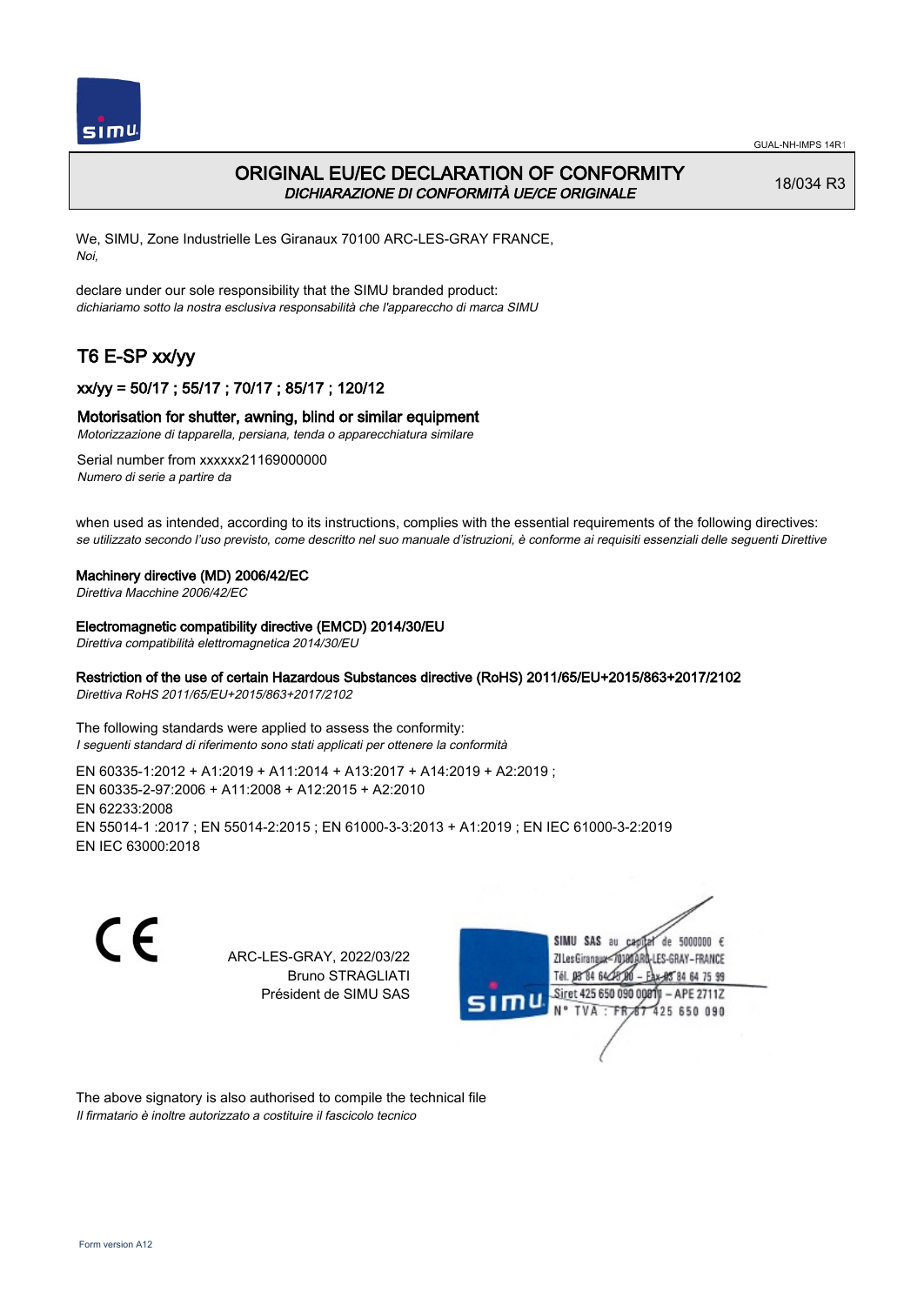# ORIGINAL EU/EC DECLARATION OF CONFORMITY

*DICHIARAZIONE DI CONFORMITÀ UE/CE ORIGINALE*

18/034 R3

We, SIMU, Zone Industrielle Les Giranaux 70100 ARC-LES-GRAY FRANCE,
*Noi,*

declare under our sole responsibility that the SIMU branded product:
*dichiariamo sotto la nostra esclusiva responsabilità che l'apparecchio di marca SIMU*

## T6 E-SP xx/yy

### xx/yy = 50/17 ; 55/17 ; 70/17 ; 85/17 ; 120/12

### Motorisation for shutter, awning, blind or similar equipment

*Motorizzazione di tapparella, persiana, tenda o apparecchiatura similare*

Serial number from xxxxxx21169000000
*Numero di serie a partire da*

when used as intended, according to its instructions, complies with the essential requirements of the following directives:
*se utilizzato secondo l'uso previsto, come descritto nel suo manuale d'istruzioni, è conforme ai requisiti essenziali delle seguenti Direttive*

**Machinery directive (MD) 2006/42/EC**
*Direttiva Macchine 2006/42/EC*

**Electromagnetic compatibility directive (EMCD) 2014/30/EU**
*Direttiva compatibilità elettromagnetica 2014/30/EU*

**Restriction of the use of certain Hazardous Substances directive (RoHS) 2011/65/EU+2015/863+2017/2102**
*Direttiva RoHS 2011/65/EU+2015/863+2017/2102*

The following standards were applied to assess the conformity:
*I seguenti standard di riferimento sono stati applicati per ottenere la conformità*

EN 60335-1:2012 + A1:2019 + A11:2014 + A13:2017 + A14:2019 + A2:2019 ;
EN 60335-2-97:2006 + A11:2008 + A12:2015 + A2:2010
EN 62233:2008
EN 55014-1 :2017 ; EN 55014-2:2015 ; EN 61000-3-3:2013 + A1:2019 ; EN IEC 61000-3-2:2019
EN IEC 63000:2018

CE

ARC-LES-GRAY, 2022/03/22
Bruno STRAGLIATI
Président de SIMU SAS

SIMU SAS au capital de 5000000 €
ZI Les Giranaux 70100 ARC-LES-GRAY-FRANCE
Tél. 03 84 64 75 00 – Fax 03 84 64 75 99
Siret 425 650 090 00011 – APE 2711Z
N° TVA : FR 87 425 650 090

The above signatory is also authorised to compile the technical file
*Il firmatario è inoltre autorizzato a costituire il fascicolo tecnico*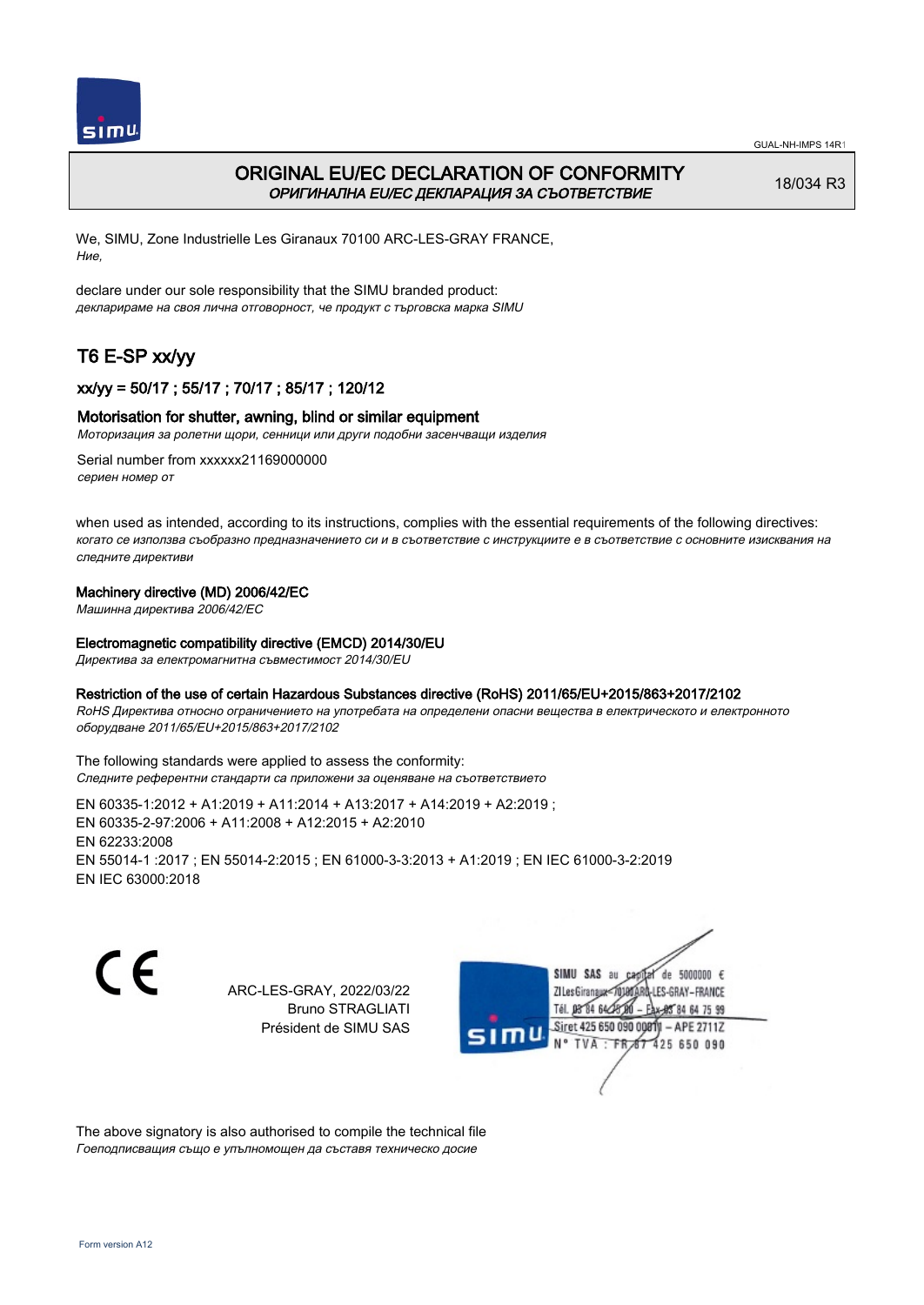# ORIGINAL EU/EC DECLARATION OF CONFORMITY

*ОРИГИНАЛНА EU/EC ДЕКЛАРАЦИЯ ЗА СЪОТВЕТСТВИЕ*

18/034 R3

We, SIMU, Zone Industrielle Les Giranaux 70100 ARC-LES-GRAY FRANCE,
*Ние,*

declare under our sole responsibility that the SIMU branded product:
*декларираме на своя лична отговорност, че продукт с търговска марка SIMU*

## T6 E-SP xx/yy

### xx/yy = 50/17 ; 55/17 ; 70/17 ; 85/17 ; 120/12

### Motorisation for shutter, awning, blind or similar equipment

*Моторизация за ролетни щори, сенници или други подобни засенчващи изделия*

Serial number from xxxxxx21169000000
*сериен номер от*

when used as intended, according to its instructions, complies with the essential requirements of the following directives:
*когато се използва съобразно предназначението си и в съответствие с инструкциите е в съответствие с основните изисквания на следните директиви*

**Machinery directive (MD) 2006/42/EC**
*Машинна директива 2006/42/EC*

**Electromagnetic compatibility directive (EMCD) 2014/30/EU**
*Директива за електромагнитна съвместимост 2014/30/EU*

**Restriction of the use of certain Hazardous Substances directive (RoHS) 2011/65/EU+2015/863+2017/2102**
*RoHS Директива относно ограничението на употребата на определени опасни вещества в електрическото и електронното оборудване 2011/65/EU+2015/863+2017/2102*

The following standards were applied to assess the conformity:
*Следните референтни стандарти са приложени за оценяване на съответствието*

EN 60335-1:2012 + A1:2019 + A11:2014 + A13:2017 + A14:2019 + A2:2019 ;
EN 60335-2-97:2006 + A11:2008 + A12:2015 + A2:2010
EN 62233:2008
EN 55014-1 :2017 ; EN 55014-2:2015 ; EN 61000-3-3:2013 + A1:2019 ; EN IEC 61000-3-2:2019
EN IEC 63000:2018

ARC-LES-GRAY, 2022/03/22
Bruno STRAGLIATI
Président de SIMU SAS

SIMU SAS au capital de 5000000 €
ZI Les Giranaux 70100 ARC-LES-GRAY-FRANCE
Tél. 03 84 64 78 00 – Fax 03 84 64 75 99
Siret 425 650 090 00011 – APE 2711Z
N° TVA : FR 87 425 650 090

The above signatory is also authorised to compile the technical file
*Гоеподписващия също е упълномощен да съставя техническо досие*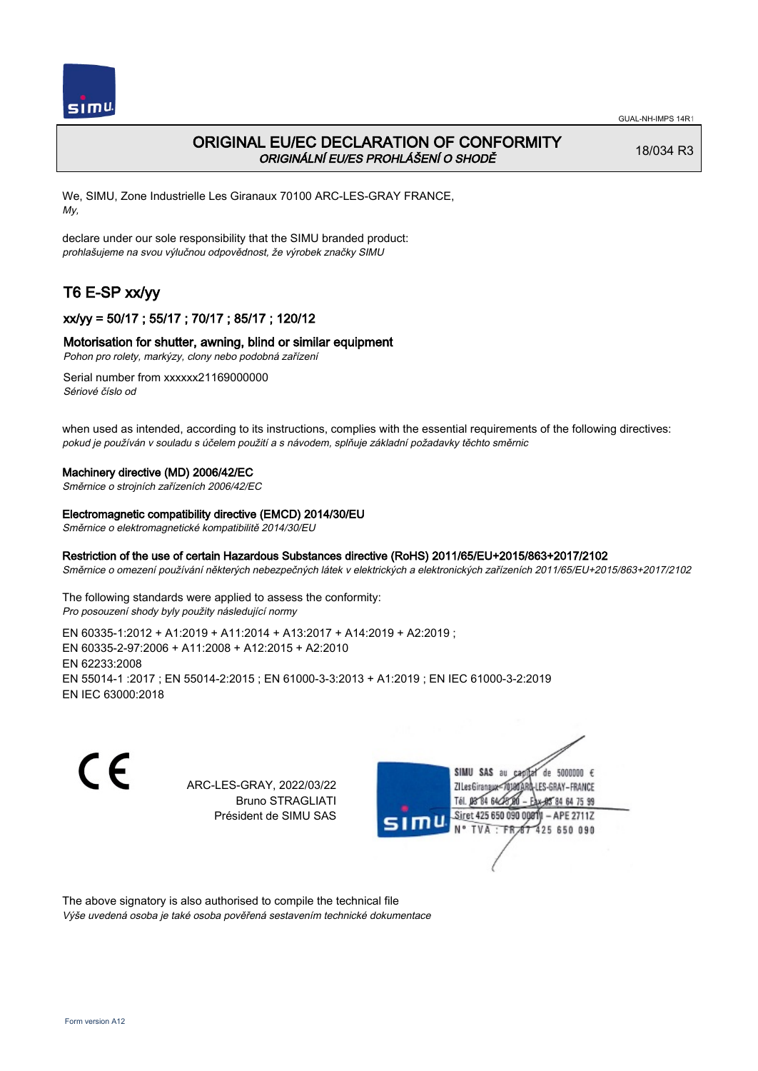# ORIGINAL EU/EC DECLARATION OF CONFORMITY

*ORIGINÁLNÍ EU/ES PROHLÁŠENÍ O SHODĚ*

18/034 R3

We, SIMU, Zone Industrielle Les Giranaux 70100 ARC-LES-GRAY FRANCE,
*My,*

declare under our sole responsibility that the SIMU branded product:
*prohlašujeme na svou výlučnou odpovědnost, že výrobek značky SIMU*

## T6 E-SP xx/yy

### xx/yy = 50/17 ; 55/17 ; 70/17 ; 85/17 ; 120/12

### Motorisation for shutter, awning, blind or similar equipment

*Pohon pro rolety, markýzy, clony nebo podobná zařízení*

Serial number from xxxxxx21169000000
*Sériové číslo od*

when used as intended, according to its instructions, complies with the essential requirements of the following directives:
*pokud je používán v souladu s účelem použití a s návodem, splňuje základní požadavky těchto směrnic*

**Machinery directive (MD) 2006/42/EC**
*Směrnice o strojních zařízeních 2006/42/EC*

**Electromagnetic compatibility directive (EMCD) 2014/30/EU**
*Směrnice o elektromagnetické kompatibilitě 2014/30/EU*

**Restriction of the use of certain Hazardous Substances directive (RoHS) 2011/65/EU+2015/863+2017/2102**
*Směrnice o omezení používání některých nebezpečných látek v elektrických a elektronických zařízeních 2011/65/EU+2015/863+2017/2102*

The following standards were applied to assess the conformity:
*Pro posouzení shody byly použity následující normy*

EN 60335-1:2012 + A1:2019 + A11:2014 + A13:2017 + A14:2019 + A2:2019 ;
EN 60335-2-97:2006 + A11:2008 + A12:2015 + A2:2010
EN 62233:2008
EN 55014-1 :2017 ; EN 55014-2:2015 ; EN 61000-3-3:2013 + A1:2019 ; EN IEC 61000-3-2:2019
EN IEC 63000:2018

CE

ARC-LES-GRAY, 2022/03/22
Bruno STRAGLIATI
Président de SIMU SAS

SIMU SAS au capital de 5000000 €
ZI Les Giranaux 70100 ARC-LES-GRAY-FRANCE
Tél. 03 84 64 75 00 – Fax 03 84 64 75 99
Siret 425 650 090 00011 – APE 2711Z
N° TVA : FR 87 425 650 090

The above signatory is also authorised to compile the technical file
*Výše uvedená osoba je také osoba pověřená sestavením technické dokumentace*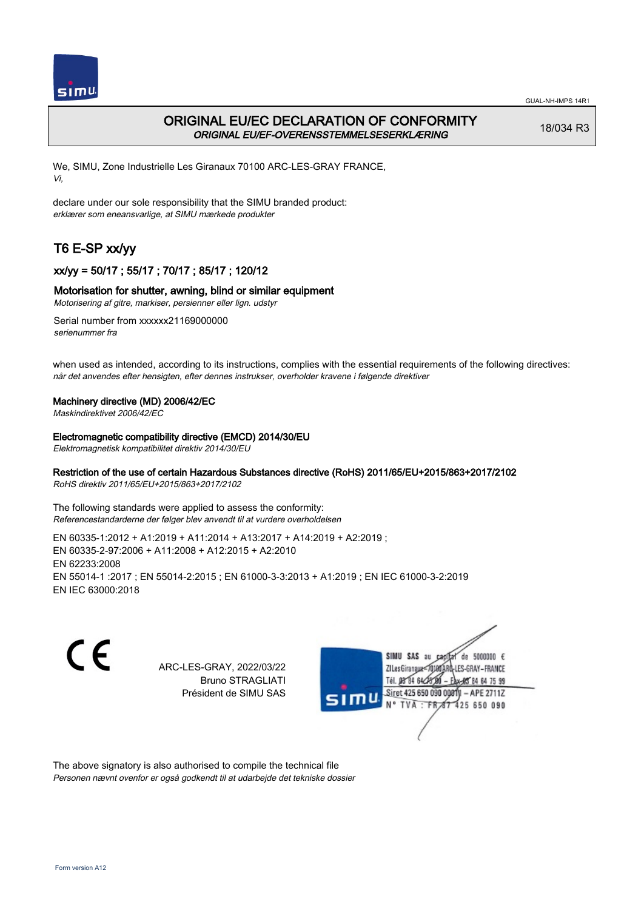# ORIGINAL EU/EC DECLARATION OF CONFORMITY

*ORIGINAL EU/EF-OVERENSSTEMMELSESERKLÆRING*

18/034 R3

We, SIMU, Zone Industrielle Les Giranaux 70100 ARC-LES-GRAY FRANCE,
*Vi,*

declare under our sole responsibility that the SIMU branded product:
*erklærer som eneansvarlige, at SIMU mærkede produkter*

## T6 E-SP xx/yy

### xx/yy = 50/17 ; 55/17 ; 70/17 ; 85/17 ; 120/12

### Motorisation for shutter, awning, blind or similar equipment

*Motorisering af gitre, markiser, persienner eller lign. udstyr*

Serial number from xxxxxx21169000000
*serienummer fra*

when used as intended, according to its instructions, complies with the essential requirements of the following directives:
*når det anvendes efter hensigten, efter dennes instrukser, overholder kravene i følgende direktiver*

**Machinery directive (MD) 2006/42/EC**
*Maskindirektivet 2006/42/EC*

**Electromagnetic compatibility directive (EMCD) 2014/30/EU**
*Elektromagnetisk kompatibilitet direktiv 2014/30/EU*

**Restriction of the use of certain Hazardous Substances directive (RoHS) 2011/65/EU+2015/863+2017/2102**
*RoHS direktiv 2011/65/EU+2015/863+2017/2102*

The following standards were applied to assess the conformity:
*Referencestandarderne der følger blev anvendt til at vurdere overholdelsen*

EN 60335-1:2012 + A1:2019 + A11:2014 + A13:2017 + A14:2019 + A2:2019 ;
EN 60335-2-97:2006 + A11:2008 + A12:2015 + A2:2010
EN 62233:2008
EN 55014-1 :2017 ; EN 55014-2:2015 ; EN 61000-3-3:2013 + A1:2019 ; EN IEC 61000-3-2:2019
EN IEC 63000:2018

CE

ARC-LES-GRAY, 2022/03/22
Bruno STRAGLIATI
Président de SIMU SAS

SIMU SAS au capital de 5000000 €
ZI Les Giranaux 70100 ARC-LES-GRAY-FRANCE
Tél. 03 84 64 28 00 – Fax 03 84 64 75 99
Siret 425 650 090 00011 – APE 2711Z
N° TVA : FR 87 425 650 090

The above signatory is also authorised to compile the technical file
*Personen nævnt ovenfor er også godkendt til at udarbejde det tekniske dossier*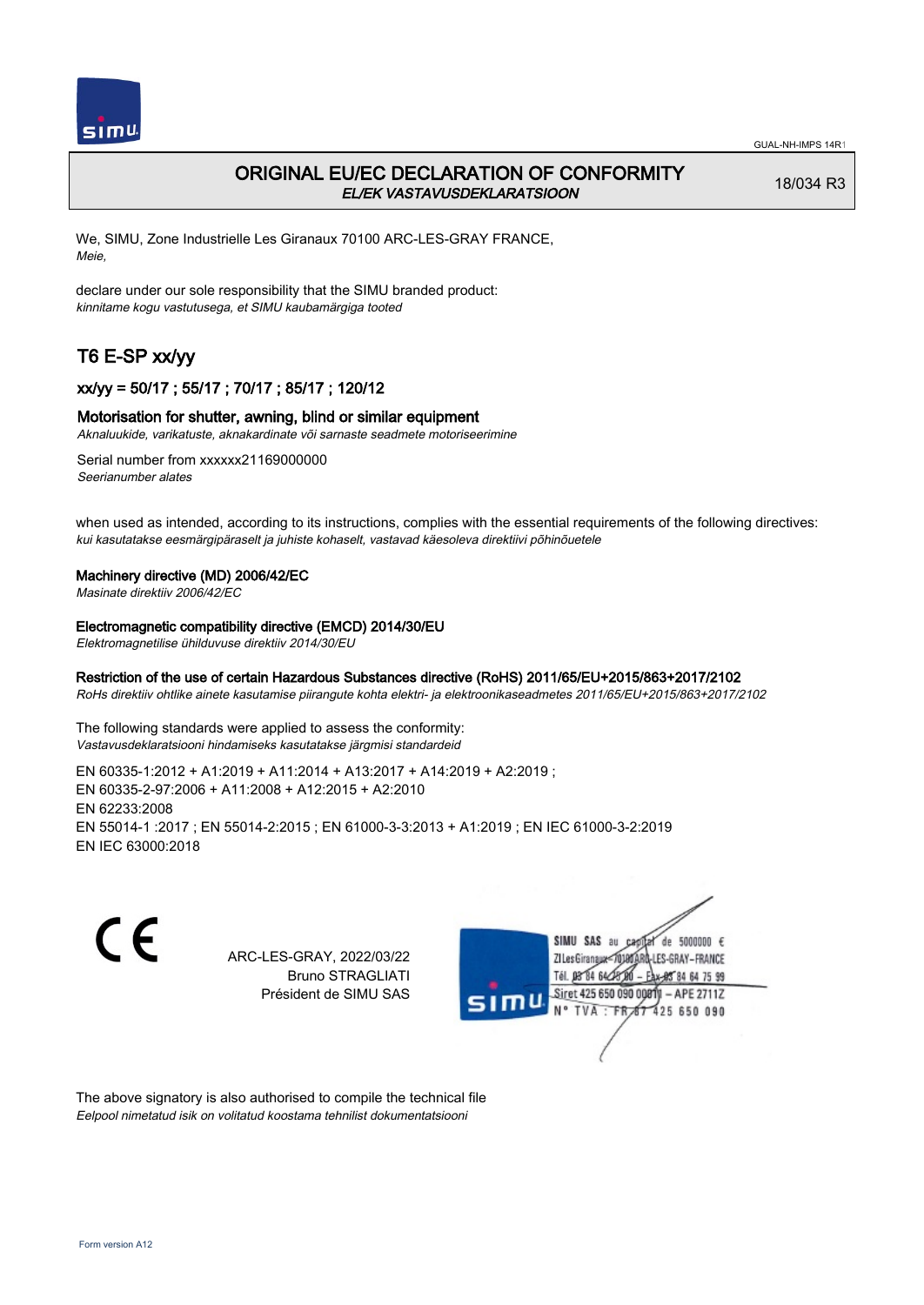GUAL-NH-IMPS 14R1

# ORIGINAL EU/EC DECLARATION OF CONFORMITY

*EL/EK VASTAVUSDEKLARATSIOON*

18/034 R3

We, SIMU, Zone Industrielle Les Giranaux 70100 ARC-LES-GRAY FRANCE,
*Meie,*

declare under our sole responsibility that the SIMU branded product:
*kinnitame kogu vastutusega, et SIMU kaubamärgiga tooted*

## T6 E-SP xx/yy

### xx/yy = 50/17 ; 55/17 ; 70/17 ; 85/17 ; 120/12

### Motorisation for shutter, awning, blind or similar equipment

*Aknaluukide, varikatuste, aknakardinate või sarnaste seadmete motoriseerimine*

Serial number from xxxxxx21169000000
*Seerianumber alates*

when used as intended, according to its instructions, complies with the essential requirements of the following directives:
*kui kasutatakse eesmärgipäraselt ja juhiste kohaselt, vastavad käesoleva direktiivi põhinõuetele*

**Machinery directive (MD) 2006/42/EC**
*Masinate direktiiv 2006/42/EC*

**Electromagnetic compatibility directive (EMCD) 2014/30/EU**
*Elektromagnetilise ühilduvuse direktiiv 2014/30/EU*

**Restriction of the use of certain Hazardous Substances directive (RoHS) 2011/65/EU+2015/863+2017/2102**
*RoHs direktiiv ohtlike ainete kasutamise piirangute kohta elektri- ja elektroonikaseadmetes 2011/65/EU+2015/863+2017/2102*

The following standards were applied to assess the conformity:
*Vastavusdeklaratsiooni hindamiseks kasutatakse järgmisi standardeid*

EN 60335-1:2012 + A1:2019 + A11:2014 + A13:2017 + A14:2019 + A2:2019 ;
EN 60335-2-97:2006 + A11:2008 + A12:2015 + A2:2010
EN 62233:2008
EN 55014-1 :2017 ; EN 55014-2:2015 ; EN 61000-3-3:2013 + A1:2019 ; EN IEC 61000-3-2:2019
EN IEC 63000:2018

CE

ARC-LES-GRAY, 2022/03/22
Bruno STRAGLIATI
Président de SIMU SAS

SIMU SAS au capital de 5000000 €
ZI Les Giranaux 70100 ARC-LES-GRAY-FRANCE
Tél. 03 84 64 75 00 – Fax 03 84 64 75 99
Siret 425 650 090 00011 – APE 2711Z
N° TVA : FR 87 425 650 090

The above signatory is also authorised to compile the technical file
*Eelpool nimetatud isik on volitatud koostama tehnilist dokumentatsiooni*

Form version A12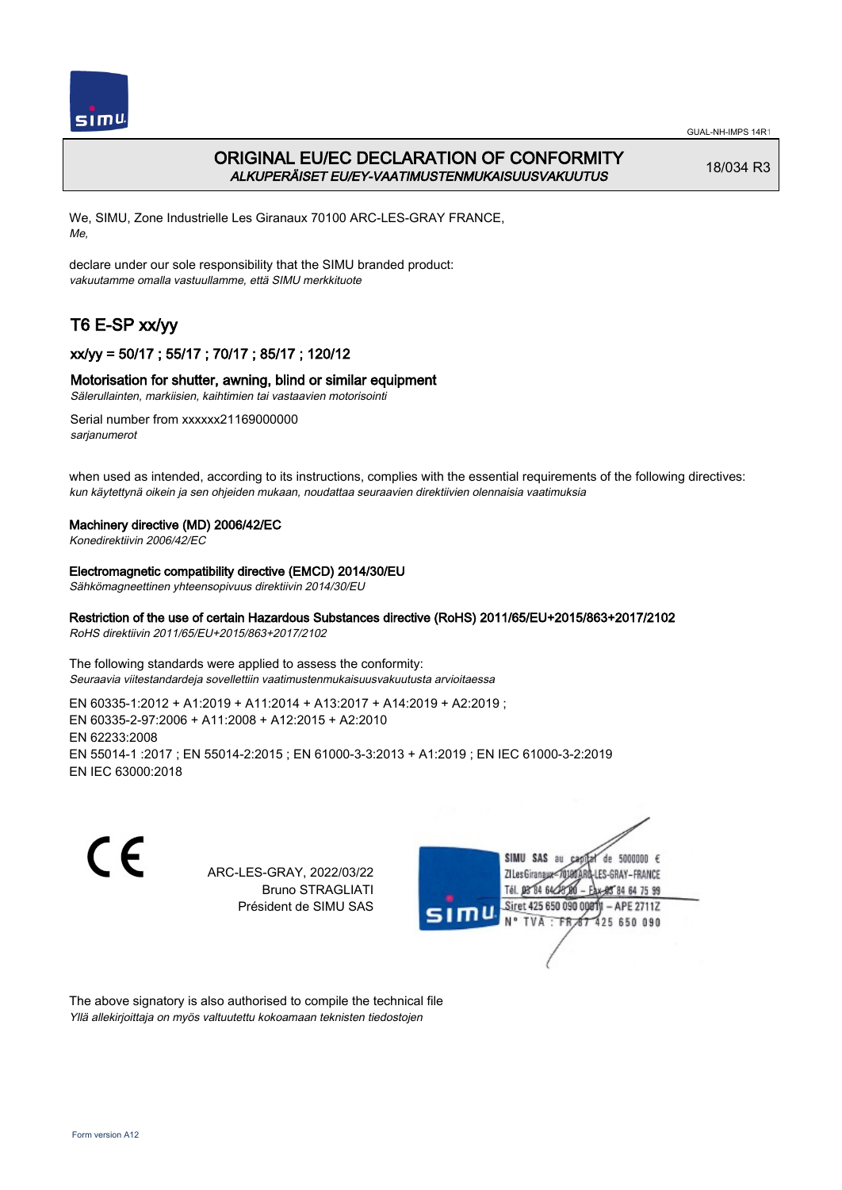# ORIGINAL EU/EC DECLARATION OF CONFORMITY

*ALKUPERÄISET EU/EY-VAATIMUSTENMUKAISUUSVAKUUTUS*

18/034 R3

We, SIMU, Zone Industrielle Les Giranaux 70100 ARC-LES-GRAY FRANCE,
*Me,*

declare under our sole responsibility that the SIMU branded product:
*vakuutamme omalla vastuullamme, että SIMU merkkituote*

## T6 E-SP xx/yy

### xx/yy = 50/17 ; 55/17 ; 70/17 ; 85/17 ; 120/12

### Motorisation for shutter, awning, blind or similar equipment

*Sälerullainten, markiisien, kaihtimien tai vastaavien motorisointi*

Serial number from xxxxxx21169000000
*sarjanumerot*

when used as intended, according to its instructions, complies with the essential requirements of the following directives:
*kun käytettynä oikein ja sen ohjeiden mukaan, noudattaa seuraavien direktiivien olennaisia vaatimuksia*

**Machinery directive (MD) 2006/42/EC**
*Konedirektiivin 2006/42/EC*

**Electromagnetic compatibility directive (EMCD) 2014/30/EU**
*Sähkömagneettinen yhteensopivuus direktiivin 2014/30/EU*

**Restriction of the use of certain Hazardous Substances directive (RoHS) 2011/65/EU+2015/863+2017/2102**
*RoHS direktiivin 2011/65/EU+2015/863+2017/2102*

The following standards were applied to assess the conformity:
*Seuraavia viitestandardeja sovellettiin vaatimustenmukaisuusvakuutusta arvioitaessa*

EN 60335-1:2012 + A1:2019 + A11:2014 + A13:2017 + A14:2019 + A2:2019 ;
EN 60335-2-97:2006 + A11:2008 + A12:2015 + A2:2010
EN 62233:2008
EN 55014-1 :2017 ; EN 55014-2:2015 ; EN 61000-3-3:2013 + A1:2019 ; EN IEC 61000-3-2:2019
EN IEC 63000:2018

CE

ARC-LES-GRAY, 2022/03/22
Bruno STRAGLIATI
Président de SIMU SAS

SIMU SAS au capital de 5000000 €
ZI Les Giranaux 70100 ARC-LES-GRAY-FRANCE
Tél. 03 84 64 75 00 – Fax 03 84 64 75 99
Siret 425 650 090 00011 – APE 2711Z
N° TVA : FR 87 425 650 090

The above signatory is also authorised to compile the technical file
*Yllä allekirjoittaja on myös valtuutettu kokoamaan teknisten tiedostojen*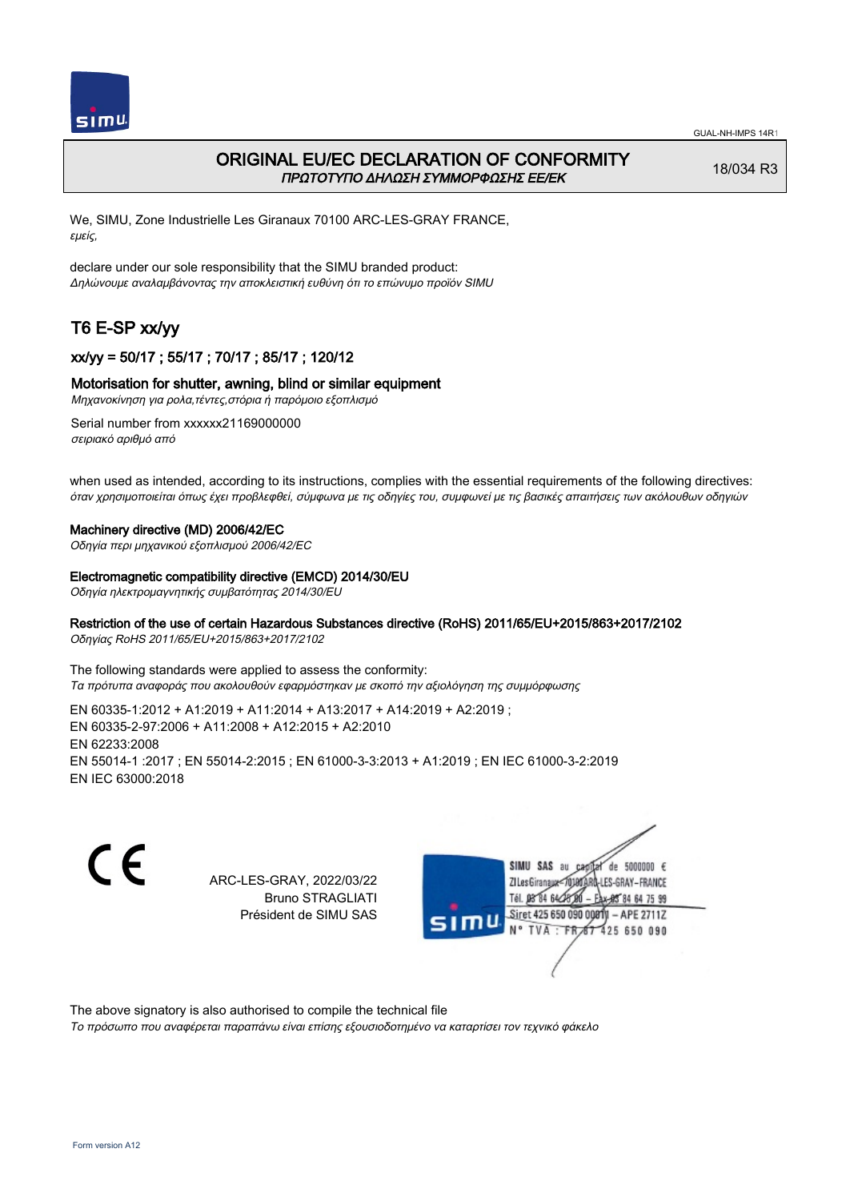GUAL-NH-IMPS 14R1

# ORIGINAL EU/EC DECLARATION OF CONFORMITY

*ΠΡΩΤΟΤΥΠΟ ΔΗΛΩΣΗ ΣΥΜΜΟΡΦΩΣΗΣ ΕΕ/ΕΚ*

18/034 R3

We, SIMU, Zone Industrielle Les Giranaux 70100 ARC-LES-GRAY FRANCE,
*εμείς,*

declare under our sole responsibility that the SIMU branded product:
*Δηλώνουμε αναλαμβάνοντας την αποκλειστική ευθύνη ότι το επώνυμο προϊόν SIMU*

## T6 E-SP xx/yy

### xx/yy = 50/17 ; 55/17 ; 70/17 ; 85/17 ; 120/12

**Motorisation for shutter, awning, blind or similar equipment**
*Μηχανοκίνηση για ρολα,τέντες,στόρια ή παρόμοιο εξοπλισμό*

Serial number from xxxxxx21169000000
*σειριακό αριθμό από*

when used as intended, according to its instructions, complies with the essential requirements of the following directives:
*όταν χρησιμοποιείται όπως έχει προβλεφθεί, σύμφωνα με τις οδηγίες του, συμφωνεί με τις βασικές απαιτήσεις των ακόλουθων οδηγιών*

**Machinery directive (MD) 2006/42/EC**
*Οδηγία περι μηχανικού εξοπλισμού 2006/42/EC*

**Electromagnetic compatibility directive (EMCD) 2014/30/EU**
*Οδηγία ηλεκτρομαγνητικής συμβατότητας 2014/30/EU*

**Restriction of the use of certain Hazardous Substances directive (RoHS) 2011/65/EU+2015/863+2017/2102**
*Οδηγίας RoHS 2011/65/EU+2015/863+2017/2102*

The following standards were applied to assess the conformity:
*Τα πρότυπα αναφοράς που ακολουθούν εφαρμόστηκαν με σκοπό την αξιολόγηση της συμμόρφωσης*

EN 60335-1:2012 + A1:2019 + A11:2014 + A13:2017 + A14:2019 + A2:2019 ;
EN 60335-2-97:2006 + A11:2008 + A12:2015 + A2:2010
EN 62233:2008
EN 55014-1 :2017 ; EN 55014-2:2015 ; EN 61000-3-3:2013 + A1:2019 ; EN IEC 61000-3-2:2019
EN IEC 63000:2018

CE

ARC-LES-GRAY, 2022/03/22
Bruno STRAGLIATI
Président de SIMU SAS

SIMU SAS au capital de 5000000 €
ZI Les Giranaux 70100 ARC-LES-GRAY-FRANCE
Tél. 03 84 64 75 00 – Fax 03 84 64 75 99
Siret 425 650 090 00011 – APE 2711Z
N° TVA : FR 87 425 650 090

The above signatory is also authorised to compile the technical file
*Το πρόσωπο που αναφέρεται παραπάνω είναι επίσης εξουσιοδοτημένο να καταρτίσει τον τεχνικό φάκελο*

Form version A12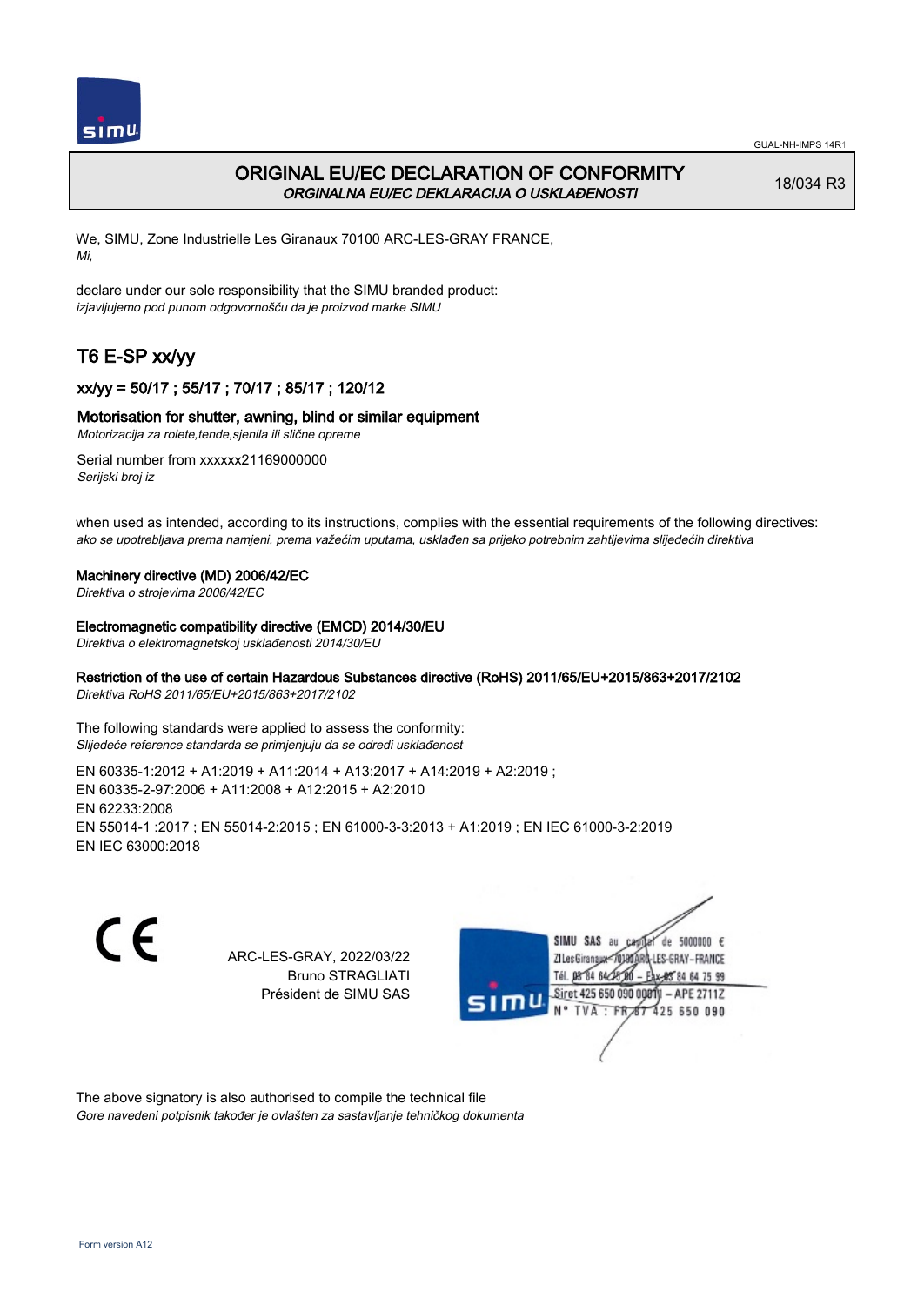# ORIGINAL EU/EC DECLARATION OF CONFORMITY

*ORGINALNA EU/EC DEKLARACIJA O USKLAĐENOSTI*

18/034 R3

We, SIMU, Zone Industrielle Les Giranaux 70100 ARC-LES-GRAY FRANCE,
*Mi,*

declare under our sole responsibility that the SIMU branded product:
*izjavljujemo pod punom odgovornošču da je proizvod marke SIMU*

## T6 E-SP xx/yy

### xx/yy = 50/17 ; 55/17 ; 70/17 ; 85/17 ; 120/12

### Motorisation for shutter, awning, blind or similar equipment

*Motorizacija za rolete,tende,sjenila ili slične opreme*

Serial number from xxxxxx21169000000
*Serijski broj iz*

when used as intended, according to its instructions, complies with the essential requirements of the following directives:
*ako se upotrebljava prema namjeni, prema važećim uputama, usklađen sa prijeko potrebnim zahtijevima slijedećih direktiva*

#### Machinery directive (MD) 2006/42/EC

*Direktiva o strojevima 2006/42/EC*

#### Electromagnetic compatibility directive (EMCD) 2014/30/EU

*Direktiva o elektromagnetskoj usklađenosti 2014/30/EU*

#### Restriction of the use of certain Hazardous Substances directive (RoHS) 2011/65/EU+2015/863+2017/2102

*Direktiva RoHS 2011/65/EU+2015/863+2017/2102*

The following standards were applied to assess the conformity:
*Slijedeće reference standarda se primjenjuju da se odredi usklađenost*

EN 60335-1:2012 + A1:2019 + A11:2014 + A13:2017 + A14:2019 + A2:2019 ;
EN 60335-2-97:2006 + A11:2008 + A12:2015 + A2:2010
EN 62233:2008
EN 55014-1 :2017 ; EN 55014-2:2015 ; EN 61000-3-3:2013 + A1:2019 ; EN IEC 61000-3-2:2019
EN IEC 63000:2018

CE

ARC-LES-GRAY, 2022/03/22
Bruno STRAGLIATI
Président de SIMU SAS

SIMU SAS au capital de 5000000 €
ZI Les Giranaux 70100 ARC-LES-GRAY-FRANCE
Tél. 03 84 64 75 00 – Fax 03 84 64 75 99
Siret 425 650 090 00011 – APE 2711Z
N° TVA : FR 67 425 650 090

The above signatory is also authorised to compile the technical file
*Gore navedeni potpisnik također je ovlašten za sastavljanje tehničkog dokumenta*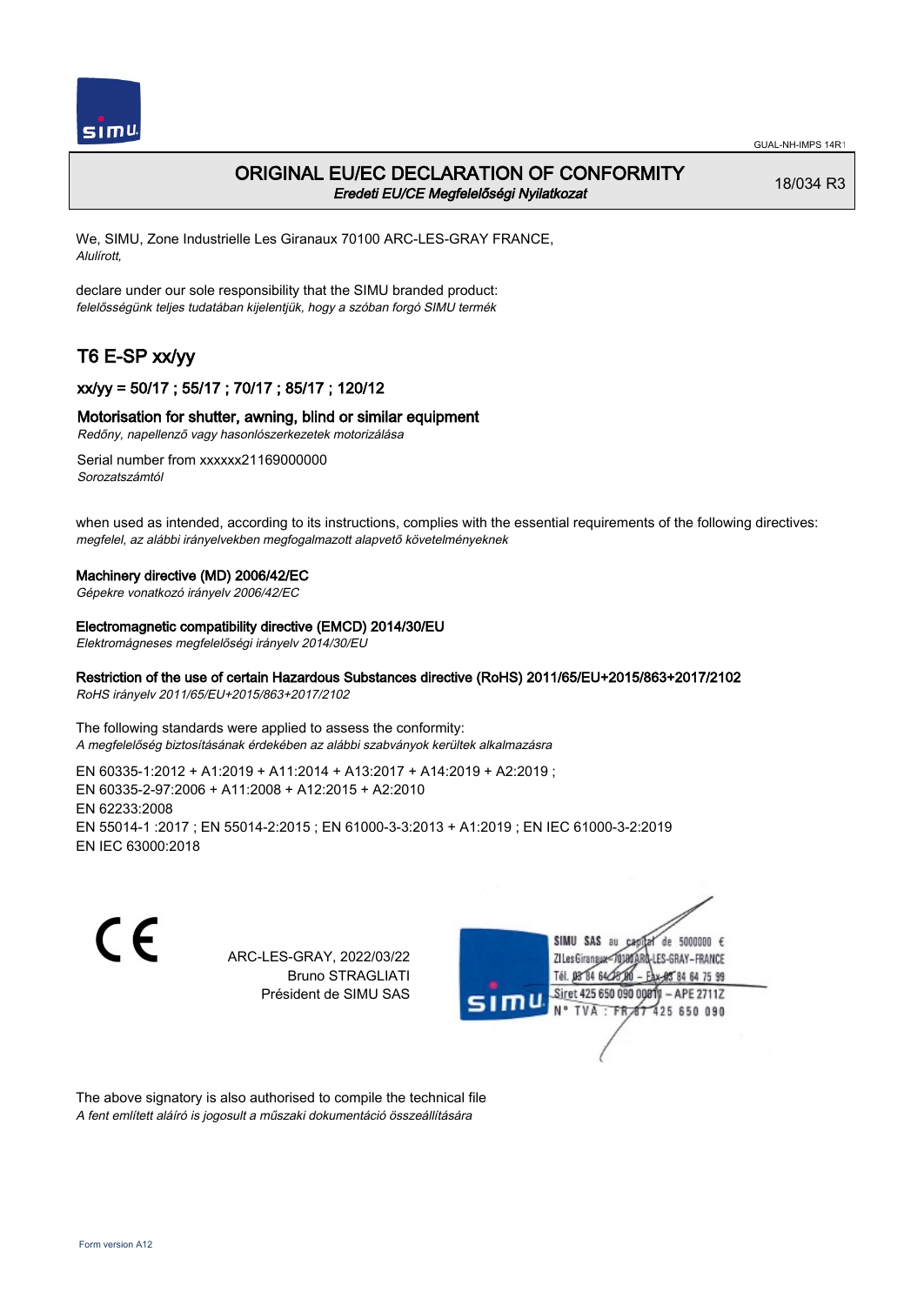# ORIGINAL EU/EC DECLARATION OF CONFORMITY

*Eredeti EU/CE Megfelelőségi Nyilatkozat*

18/034 R3

We, SIMU, Zone Industrielle Les Giranaux 70100 ARC-LES-GRAY FRANCE,
*Alulírott,*

declare under our sole responsibility that the SIMU branded product:
*felelősségünk teljes tudatában kijelentjük, hogy a szóban forgó SIMU termék*

## T6 E-SP xx/yy

### xx/yy = 50/17 ; 55/17 ; 70/17 ; 85/17 ; 120/12

### Motorisation for shutter, awning, blind or similar equipment

*Redőny, napellenző vagy hasonlószerkezetek motorizálása*

Serial number from xxxxxx21169000000
*Sorozatszámtól*

when used as intended, according to its instructions, complies with the essential requirements of the following directives:
*megfelel, az alábbi irányelvekben megfogalmazott alapvető követelményeknek*

**Machinery directive (MD) 2006/42/EC**
*Gépekre vonatkozó irányelv 2006/42/EC*

**Electromagnetic compatibility directive (EMCD) 2014/30/EU**
*Elektromágneses megfelelőségi irányelv 2014/30/EU*

**Restriction of the use of certain Hazardous Substances directive (RoHS) 2011/65/EU+2015/863+2017/2102**
*RoHS irányelv 2011/65/EU+2015/863+2017/2102*

The following standards were applied to assess the conformity:
*A megfelelőség biztosításának érdekében az alábbi szabványok kerültek alkalmazásra*

EN 60335-1:2012 + A1:2019 + A11:2014 + A13:2017 + A14:2019 + A2:2019 ;
EN 60335-2-97:2006 + A11:2008 + A12:2015 + A2:2010
EN 62233:2008
EN 55014-1 :2017 ; EN 55014-2:2015 ; EN 61000-3-3:2013 + A1:2019 ; EN IEC 61000-3-2:2019
EN IEC 63000:2018

ARC-LES-GRAY, 2022/03/22
Bruno STRAGLIATI
Président de SIMU SAS

SIMU SAS au capital de 5000000 €
ZI Les Giranaux 70100 ARC-LES-GRAY-FRANCE
Tél. 03 84 64 75 00 – Fax 03 84 64 75 99
Siret 425 650 090 00011 – APE 2711Z
N° TVA : FR 67 425 650 090

The above signatory is also authorised to compile the technical file
*A fent említett aláíró is jogosult a műszaki dokumentáció összeállítására*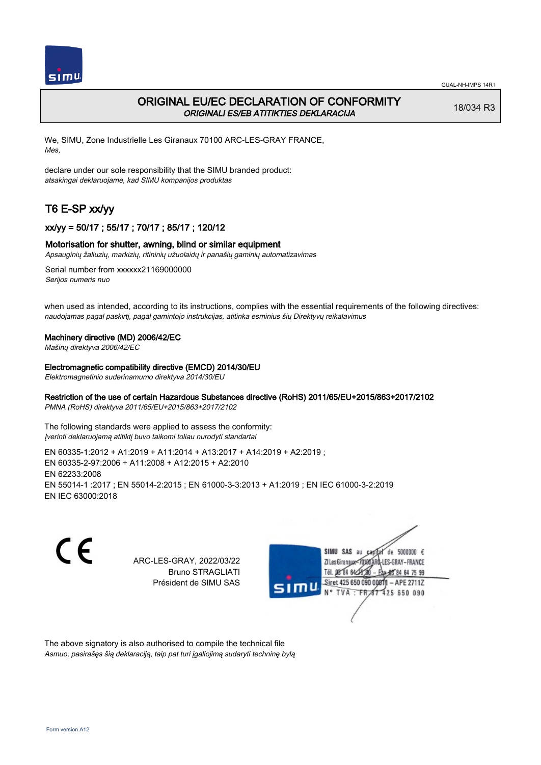GUAL-NH-IMPS 14R1

# ORIGINAL EU/EC DECLARATION OF CONFORMITY
*ORIGINALI ES/EB ATITIKTIES DEKLARACIJA*

18/034 R3

We, SIMU, Zone Industrielle Les Giranaux 70100 ARC-LES-GRAY FRANCE,
*Mes,*

declare under our sole responsibility that the SIMU branded product:
*atsakingai deklaruojame, kad SIMU kompanijos produktas*

## T6 E-SP xx/yy

### xx/yy = 50/17 ; 55/17 ; 70/17 ; 85/17 ; 120/12

### Motorisation for shutter, awning, blind or similar equipment
*Apsauginių žaliuzių, markizių, ritininių užuolaidų ir panašių gaminių automatizavimas*

Serial number from xxxxxx21169000000
*Serijos numeris nuo*

when used as intended, according to its instructions, complies with the essential requirements of the following directives:
*naudojamas pagal paskirtį, pagal gamintojo instrukcijas, atitinka esminius šių Direktyvų reikalavimus*

**Machinery directive (MD) 2006/42/EC**
*Mašinų direktyva 2006/42/EC*

**Electromagnetic compatibility directive (EMCD) 2014/30/EU**
*Elektromagnetinio suderinamumo direktyva 2014/30/EU*

**Restriction of the use of certain Hazardous Substances directive (RoHS) 2011/65/EU+2015/863+2017/2102**
*PMNA (RoHS) direktyva 2011/65/EU+2015/863+2017/2102*

The following standards were applied to assess the conformity:
*Įverinti deklaruojamą atitiktį buvo taikomi toliau nurodyti standartai*

EN 60335-1:2012 + A1:2019 + A11:2014 + A13:2017 + A14:2019 + A2:2019 ;
EN 60335-2-97:2006 + A11:2008 + A12:2015 + A2:2010
EN 62233:2008
EN 55014-1 :2017 ; EN 55014-2:2015 ; EN 61000-3-3:2013 + A1:2019 ; EN IEC 61000-3-2:2019
EN IEC 63000:2018

ARC-LES-GRAY, 2022/03/22
Bruno STRAGLIATI
Président de SIMU SAS

SIMU SAS au capital de 5000000 €
ZI Les Giranaux 70100 ARC-LES-GRAY-FRANCE
Tél. 03 84 64 75 00 – Fax 03 84 64 75 99
Siret 425 650 090 00011 – APE 2711Z
N° TVA : FR 87 425 650 090

The above signatory is also authorised to compile the technical file
*Asmuo, pasirašęs šią deklaraciją, taip pat turi įgaliojimą sudaryti techninę bylą*

Form version A12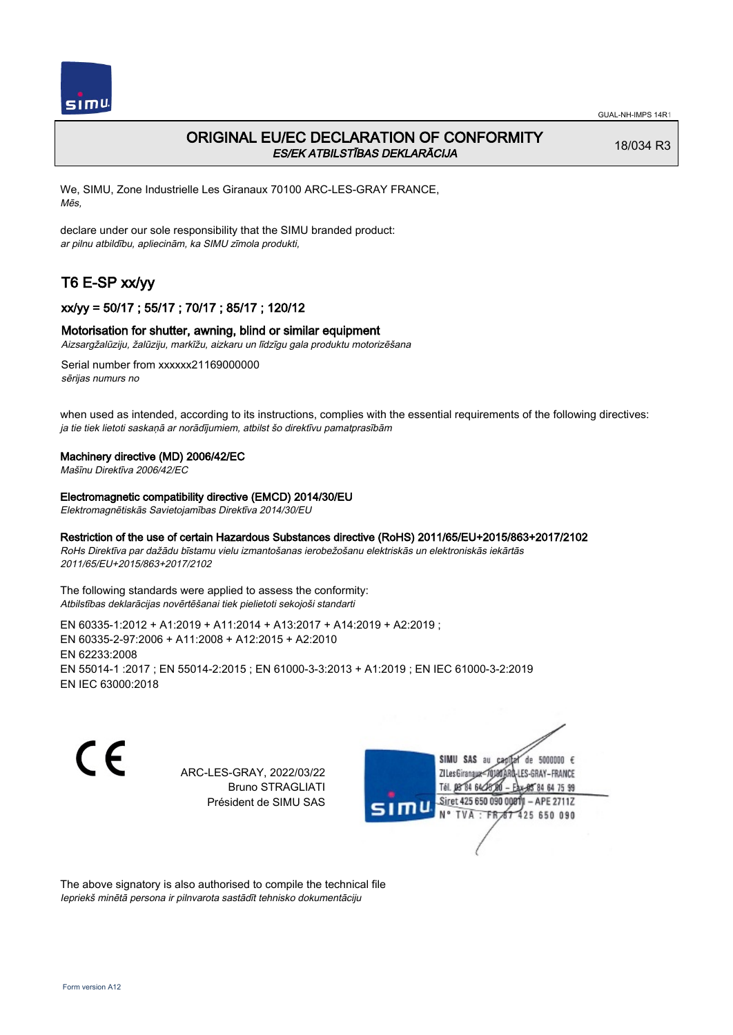# ORIGINAL EU/EC DECLARATION OF CONFORMITY

*ES/EK ATBILSTĪBAS DEKLARĀCIJA*

18/034 R3

We, SIMU, Zone Industrielle Les Giranaux 70100 ARC-LES-GRAY FRANCE,
*Mēs,*

declare under our sole responsibility that the SIMU branded product:
*ar pilnu atbildību, apliecinām, ka SIMU zīmola produkti,*

## T6 E-SP xx/yy

### xx/yy = 50/17 ; 55/17 ; 70/17 ; 85/17 ; 120/12

### Motorisation for shutter, awning, blind or similar equipment

*Aizsargžalūziju, žalūziju, markīžu, aizkaru un līdzīgu gala produktu motorizēšana*

Serial number from xxxxxx21169000000
*sērijas numurs no*

when used as intended, according to its instructions, complies with the essential requirements of the following directives:
*ja tie tiek lietoti saskaņā ar norādījumiem, atbilst šo direktīvu pamatprasībām*

**Machinery directive (MD) 2006/42/EC**
*Mašīnu Direktīva 2006/42/EC*

**Electromagnetic compatibility directive (EMCD) 2014/30/EU**
*Elektromagnētiskās Savietojamības Direktīva 2014/30/EU*

**Restriction of the use of certain Hazardous Substances directive (RoHS) 2011/65/EU+2015/863+2017/2102**
*RoHs Direktīva par dažādu bīstamu vielu izmantošanas ierobežošanu elektriskās un elektroniskās iekārtās 2011/65/EU+2015/863+2017/2102*

The following standards were applied to assess the conformity:
*Atbilstības deklarācijas novērtēšanai tiek pielietoti sekojoši standarti*

EN 60335-1:2012 + A1:2019 + A11:2014 + A13:2017 + A14:2019 + A2:2019 ;
EN 60335-2-97:2006 + A11:2008 + A12:2015 + A2:2010
EN 62233:2008
EN 55014-1 :2017 ; EN 55014-2:2015 ; EN 61000-3-3:2013 + A1:2019 ; EN IEC 61000-3-2:2019
EN IEC 63000:2018

CE

ARC-LES-GRAY, 2022/03/22
Bruno STRAGLIATI
Président de SIMU SAS

SIMU SAS au capital de 5000000 €
ZI Les Giranaux 70100 ARC-LES-GRAY-FRANCE
Tél. 03 84 64 75 00 – Fax 03 84 64 75 99
Siret 425 650 090 00011 – APE 2711Z
N° TVA : FR 87 425 650 090

The above signatory is also authorised to compile the technical file
*Iepriekš minētā persona ir pilnvarota sastādīt tehnisko dokumentāciju*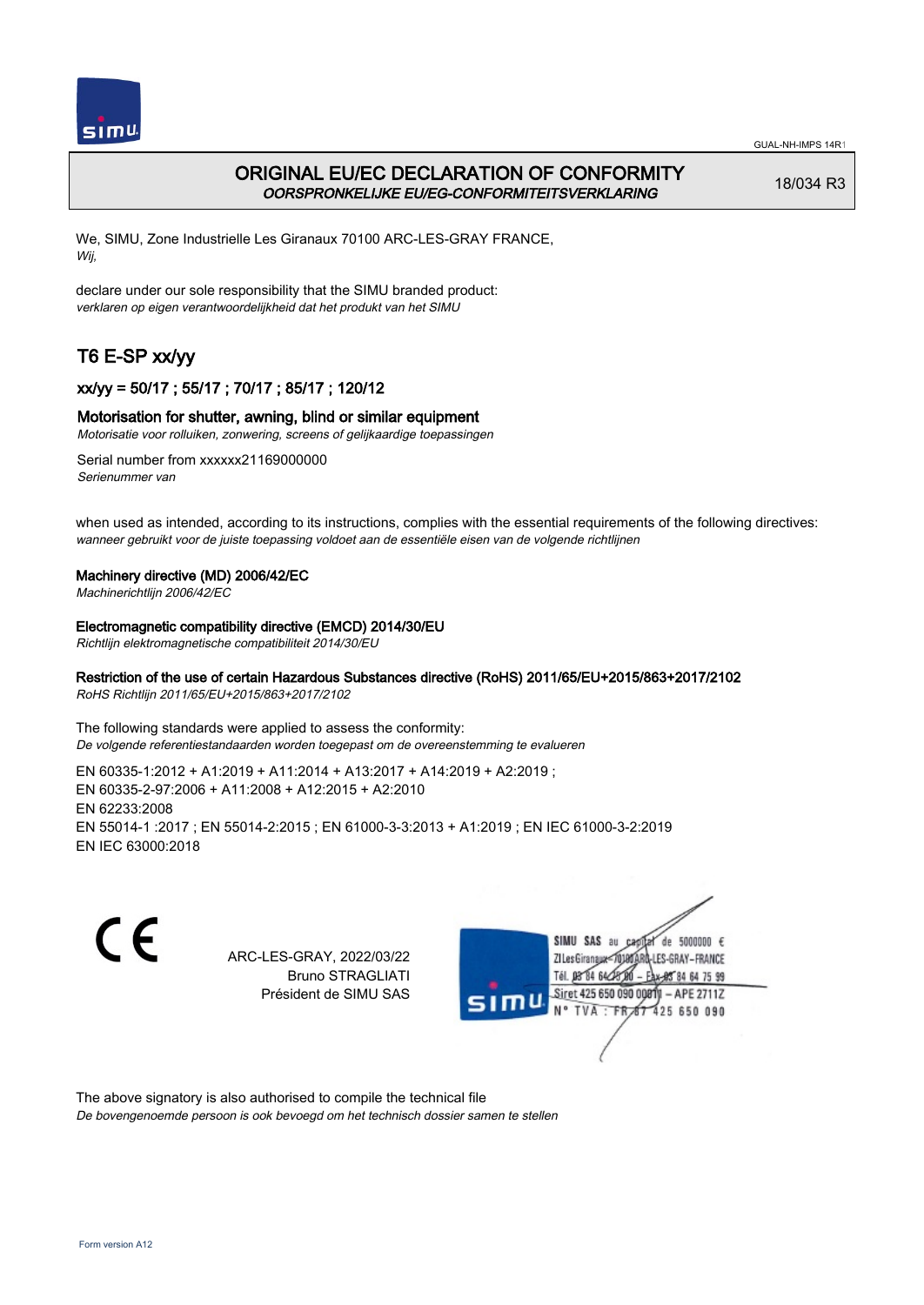GUAL-NH-IMPS 14R1

# ORIGINAL EU/EC DECLARATION OF CONFORMITY

*OORSPRONKELIJKE EU/EG-CONFORMITEITSVERKLARING*

18/034 R3

We, SIMU, Zone Industrielle Les Giranaux 70100 ARC-LES-GRAY FRANCE,
*Wij,*

declare under our sole responsibility that the SIMU branded product:
*verklaren op eigen verantwoordelijkheid dat het produkt van het SIMU*

## T6 E-SP xx/yy

### xx/yy = 50/17 ; 55/17 ; 70/17 ; 85/17 ; 120/12

### Motorisation for shutter, awning, blind or similar equipment

*Motorisatie voor rolluiken, zonwering, screens of gelijkaardige toepassingen*

Serial number from xxxxxx21169000000
*Serienummer van*

when used as intended, according to its instructions, complies with the essential requirements of the following directives:
*wanneer gebruikt voor de juiste toepassing voldoet aan de essentiële eisen van de volgende richtlijnen*

**Machinery directive (MD) 2006/42/EC**
*Machinerichtlijn 2006/42/EC*

**Electromagnetic compatibility directive (EMCD) 2014/30/EU**
*Richtlijn elektromagnetische compatibiliteit 2014/30/EU*

**Restriction of the use of certain Hazardous Substances directive (RoHS) 2011/65/EU+2015/863+2017/2102**
*RoHS Richtlijn 2011/65/EU+2015/863+2017/2102*

The following standards were applied to assess the conformity:
*De volgende referentiestandaarden worden toegepast om de overeenstemming te evalueren*

EN 60335-1:2012 + A1:2019 + A11:2014 + A13:2017 + A14:2019 + A2:2019 ;
EN 60335-2-97:2006 + A11:2008 + A12:2015 + A2:2010
EN 62233:2008
EN 55014-1 :2017 ; EN 55014-2:2015 ; EN 61000-3-3:2013 + A1:2019 ; EN IEC 61000-3-2:2019
EN IEC 63000:2018

CE

ARC-LES-GRAY, 2022/03/22
Bruno STRAGLIATI
Président de SIMU SAS

SIMU SAS au capital de 5000000 €
ZI Les Giranaux 70100 ARC-LES-GRAY-FRANCE
Tél. 03 84 64 28 00 – Fax 03 84 64 75 99
Siret 425 650 090 00011 – APE 2711Z
N° TVA : FR 67 425 650 090

The above signatory is also authorised to compile the technical file
*De bovengenoemde persoon is ook bevoegd om het technisch dossier samen te stellen*

Form version A12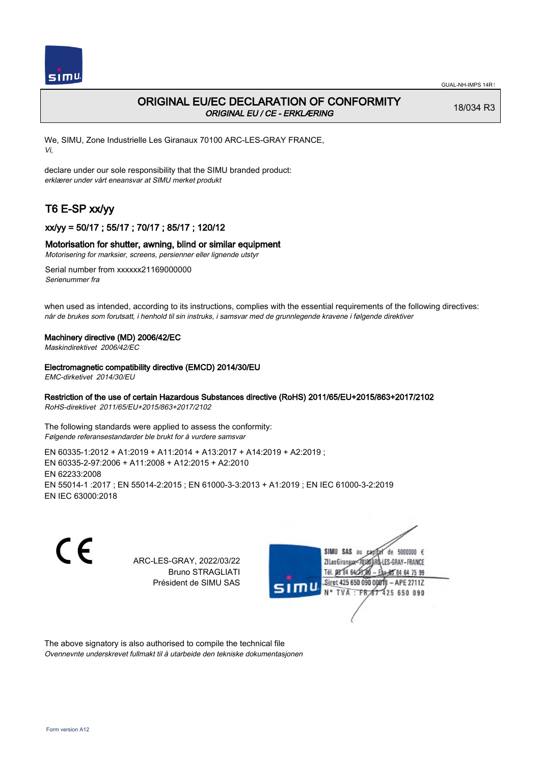# ORIGINAL EU/EC DECLARATION OF CONFORMITY

*ORIGINAL EU / CE - ERKLÆRING*

18/034 R3

We, SIMU, Zone Industrielle Les Giranaux 70100 ARC-LES-GRAY FRANCE,
*Vi,*

declare under our sole responsibility that the SIMU branded product:
*erklærer under vårt eneansvar at SIMU merket produkt*

## T6 E-SP xx/yy

### xx/yy = 50/17 ; 55/17 ; 70/17 ; 85/17 ; 120/12

### Motorisation for shutter, awning, blind or similar equipment

*Motorisering for marksier, screens, persienner eller lignende utstyr*

Serial number from xxxxxx21169000000
*Serienummer fra*

when used as intended, according to its instructions, complies with the essential requirements of the following directives:
*når de brukes som forutsatt, i henhold til sin instruks, i samsvar med de grunnlegende kravene i følgende direktiver*

**Machinery directive (MD) 2006/42/EC**
*Maskindirektivet 2006/42/EC*

**Electromagnetic compatibility directive (EMCD) 2014/30/EU**
*EMC-dirketivet 2014/30/EU*

**Restriction of the use of certain Hazardous Substances directive (RoHS) 2011/65/EU+2015/863+2017/2102**
*RoHS-direktivet 2011/65/EU+2015/863+2017/2102*

The following standards were applied to assess the conformity:
*Følgende referansestandarder ble brukt for å vurdere samsvar*

EN 60335-1:2012 + A1:2019 + A11:2014 + A13:2017 + A14:2019 + A2:2019 ;
EN 60335-2-97:2006 + A11:2008 + A12:2015 + A2:2010
EN 62233:2008
EN 55014-1 :2017 ; EN 55014-2:2015 ; EN 61000-3-3:2013 + A1:2019 ; EN IEC 61000-3-2:2019
EN IEC 63000:2018

CE

ARC-LES-GRAY, 2022/03/22
Bruno STRAGLIATI
Président de SIMU SAS

SIMU SAS au capital de 5000000 €
ZI Les Giranaux 70100 ARC-LES-GRAY-FRANCE
Tél. 03 84 64 78 00 – Fax 03 84 64 75 99
Siret 425 650 090 00011 – APE 2711Z
N° TVA : FR 87 425 650 090

The above signatory is also authorised to compile the technical file
*Ovennevnte underskrevet fullmakt til å utarbeide den tekniske dokumentasjonen*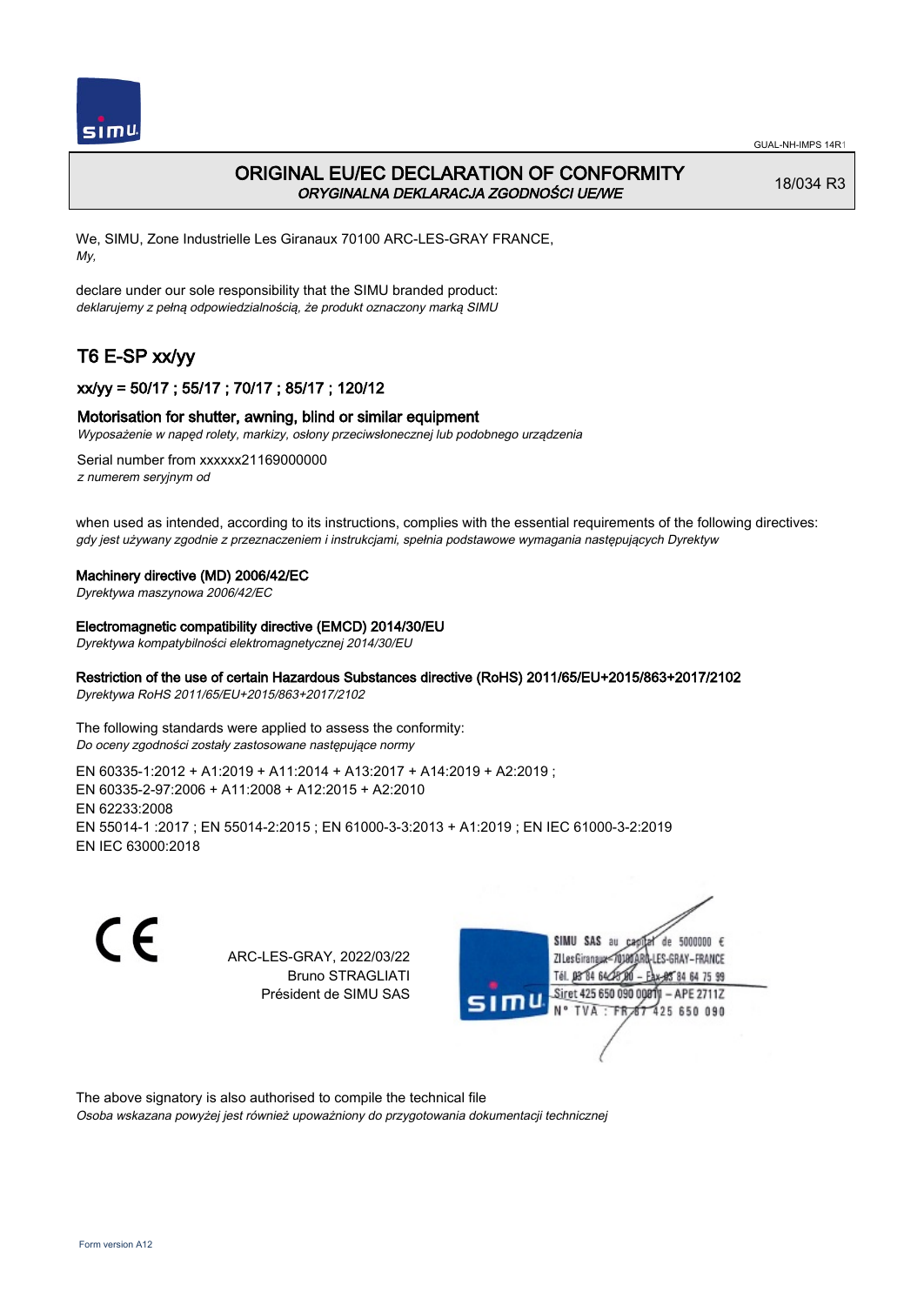# ORIGINAL EU/EC DECLARATION OF CONFORMITY

*ORYGINALNA DEKLARACJA ZGODNOŚCI UE/WE*

18/034 R3

We, SIMU, Zone Industrielle Les Giranaux 70100 ARC-LES-GRAY FRANCE,
*My,*

declare under our sole responsibility that the SIMU branded product:
*deklarujemy z pełną odpowiedzialnością, że produkt oznaczony marką SIMU*

## T6 E-SP xx/yy

### xx/yy = 50/17 ; 55/17 ; 70/17 ; 85/17 ; 120/12

### Motorisation for shutter, awning, blind or similar equipment

*Wyposażenie w napęd rolety, markizy, osłony przeciwsłonecznej lub podobnego urządzenia*

Serial number from xxxxxx21169000000
*z numerem seryjnym od*

when used as intended, according to its instructions, complies with the essential requirements of the following directives:
*gdy jest używany zgodnie z przeznaczeniem i instrukcjami, spełnia podstawowe wymagania następujących Dyrektyw*

**Machinery directive (MD) 2006/42/EC**
*Dyrektywa maszynowa 2006/42/EC*

**Electromagnetic compatibility directive (EMCD) 2014/30/EU**
*Dyrektywa kompatybilności elektromagnetycznej 2014/30/EU*

**Restriction of the use of certain Hazardous Substances directive (RoHS) 2011/65/EU+2015/863+2017/2102**
*Dyrektywa RoHS 2011/65/EU+2015/863+2017/2102*

The following standards were applied to assess the conformity:
*Do oceny zgodności zostały zastosowane następujące normy*

EN 60335-1:2012 + A1:2019 + A11:2014 + A13:2017 + A14:2019 + A2:2019 ;
EN 60335-2-97:2006 + A11:2008 + A12:2015 + A2:2010
EN 62233:2008
EN 55014-1 :2017 ; EN 55014-2:2015 ; EN 61000-3-3:2013 + A1:2019 ; EN IEC 61000-3-2:2019
EN IEC 63000:2018

ARC-LES-GRAY, 2022/03/22
Bruno STRAGLIATI
Président de SIMU SAS

SIMU SAS au capital de 5000000 €
ZI Les Giranaux 70100 ARC-LES-GRAY-FRANCE
Tél. 03 84 64 75 00 – Fax 03 84 64 75 99
Siret 425 650 090 00011 – APE 2711Z
N° TVA : FR 67 425 650 090

The above signatory is also authorised to compile the technical file
*Osoba wskazana powyżej jest również upoważniony do przygotowania dokumentacji technicznej*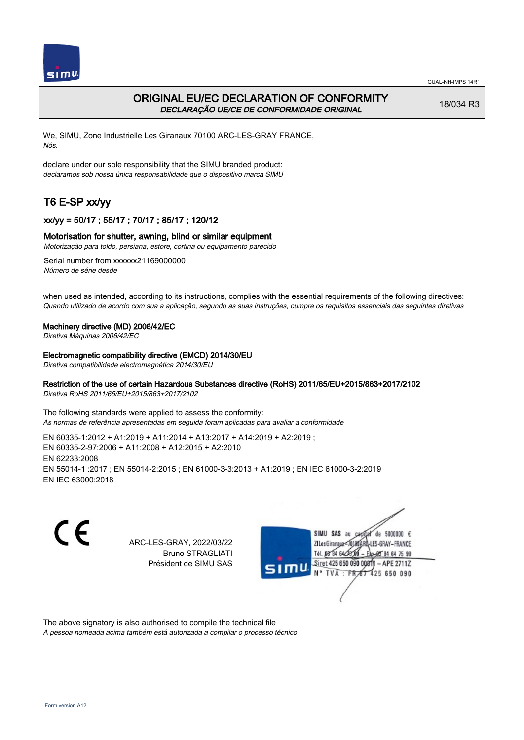GUAL-NH-IMPS 14R1

# ORIGINAL EU/EC DECLARATION OF CONFORMITY
*DECLARAÇÃO UE/CE DE CONFORMIDADE ORIGINAL*

18/034 R3

We, SIMU, Zone Industrielle Les Giranaux 70100 ARC-LES-GRAY FRANCE,
*Nós,*

declare under our sole responsibility that the SIMU branded product:
*declaramos sob nossa única responsabilidade que o dispositivo marca SIMU*

## T6 E-SP xx/yy

### xx/yy = 50/17 ; 55/17 ; 70/17 ; 85/17 ; 120/12

### Motorisation for shutter, awning, blind or similar equipment
*Motorização para toldo, persiana, estore, cortina ou equipamento parecido*

Serial number from xxxxxx21169000000
*Número de série desde*

when used as intended, according to its instructions, complies with the essential requirements of the following directives:
*Quando utilizado de acordo com sua a aplicação, segundo as suas instruções, cumpre os requisitos essenciais das seguintes diretivas*

**Machinery directive (MD) 2006/42/EC**
*Diretiva Máquinas 2006/42/EC*

**Electromagnetic compatibility directive (EMCD) 2014/30/EU**
*Diretiva compatibilidade electromagnética 2014/30/EU*

**Restriction of the use of certain Hazardous Substances directive (RoHS) 2011/65/EU+2015/863+2017/2102**
*Diretiva RoHS 2011/65/EU+2015/863+2017/2102*

The following standards were applied to assess the conformity:
*As normas de referência apresentadas em seguida foram aplicadas para avaliar a conformidade*

EN 60335-1:2012 + A1:2019 + A11:2014 + A13:2017 + A14:2019 + A2:2019 ;
EN 60335-2-97:2006 + A11:2008 + A12:2015 + A2:2010
EN 62233:2008
EN 55014-1 :2017 ; EN 55014-2:2015 ; EN 61000-3-3:2013 + A1:2019 ; EN IEC 61000-3-2:2019
EN IEC 63000:2018

CE

ARC-LES-GRAY, 2022/03/22
Bruno STRAGLIATI
Président de SIMU SAS

SIMU SAS au capital de 5000000 €
ZI Les Giranaux 70100 ARC-LES-GRAY-FRANCE
Tél. 03 84 64 75 00 – Fax 03 84 64 75 99
Siret 425 650 090 00011 – APE 2711Z
N° TVA : FR 87 425 650 090

The above signatory is also authorised to compile the technical file
*A pessoa nomeada acima também está autorizada a compilar o processo técnico*

Form version A12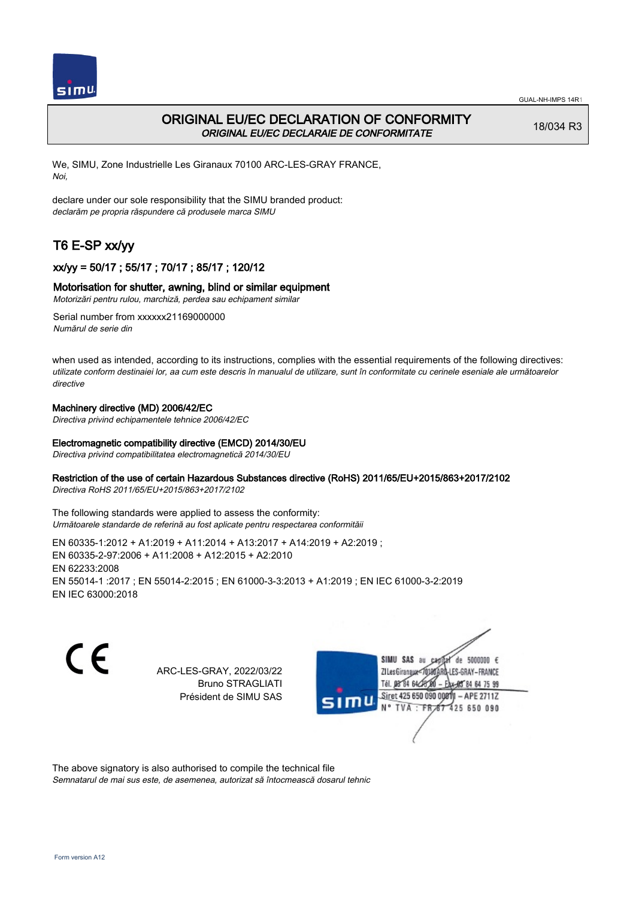# ORIGINAL EU/EC DECLARATION OF CONFORMITY

*ORIGINAL EU/EC DECLARAIE DE CONFORMITATE*

18/034 R3

We, SIMU, Zone Industrielle Les Giranaux 70100 ARC-LES-GRAY FRANCE,
*Noi,*

declare under our sole responsibility that the SIMU branded product:
*declarăm pe propria răspundere că produsele marca SIMU*

## T6 E-SP xx/yy

### xx/yy = 50/17 ; 55/17 ; 70/17 ; 85/17 ; 120/12

### Motorisation for shutter, awning, blind or similar equipment

*Motorizări pentru rulou, marchiză, perdea sau echipament similar*

Serial number from xxxxxx21169000000
*Numărul de serie din*

when used as intended, according to its instructions, complies with the essential requirements of the following directives:
*utilizate conform destinaiei lor, aa cum este descris în manualul de utilizare, sunt în conformitate cu cerinele eseniale ale următoarelor directive*

**Machinery directive (MD) 2006/42/EC**
*Directiva privind echipamentele tehnice 2006/42/EC*

**Electromagnetic compatibility directive (EMCD) 2014/30/EU**
*Directiva privind compatibilitatea electromagnetică 2014/30/EU*

**Restriction of the use of certain Hazardous Substances directive (RoHS) 2011/65/EU+2015/863+2017/2102**
*Directiva RoHS 2011/65/EU+2015/863+2017/2102*

The following standards were applied to assess the conformity:
*Următoarele standarde de referină au fost aplicate pentru respectarea conformităii*

EN 60335-1:2012 + A1:2019 + A11:2014 + A13:2017 + A14:2019 + A2:2019 ;
EN 60335-2-97:2006 + A11:2008 + A12:2015 + A2:2010
EN 62233:2008
EN 55014-1 :2017 ; EN 55014-2:2015 ; EN 61000-3-3:2013 + A1:2019 ; EN IEC 61000-3-2:2019
EN IEC 63000:2018

CE

ARC-LES-GRAY, 2022/03/22
Bruno STRAGLIATI
Président de SIMU SAS

SIMU SAS au capital de 5000000 €
ZI Les Giranaux 70100 ARC-LES-GRAY-FRANCE
Tél. 03 84 64 75 00 – Fax 03 84 64 75 99
Siret 425 650 090 00011 – APE 2711Z
N° TVA : FR 67 425 650 090

The above signatory is also authorised to compile the technical file
*Semnatarul de mai sus este, de asemenea, autorizat să întocmească dosarul tehnic*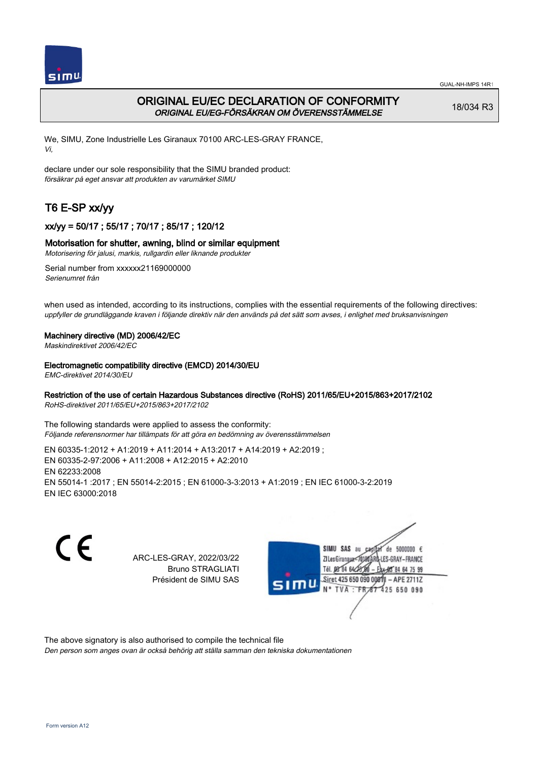# ORIGINAL EU/EC DECLARATION OF CONFORMITY

*ORIGINAL EU/EG-FÖRSÄKRAN OM ÖVERENSSTÄMMELSE*

18/034 R3

We, SIMU, Zone Industrielle Les Giranaux 70100 ARC-LES-GRAY FRANCE,
*Vi,*

declare under our sole responsibility that the SIMU branded product:
*försäkrar på eget ansvar att produkten av varumärket SIMU*

## T6 E-SP xx/yy

### xx/yy = 50/17 ; 55/17 ; 70/17 ; 85/17 ; 120/12

### Motorisation for shutter, awning, blind or similar equipment

*Motorisering för jalusi, markis, rullgardin eller liknande produkter*

Serial number from xxxxxx21169000000
*Serienumret från*

when used as intended, according to its instructions, complies with the essential requirements of the following directives:
*uppfyller de grundläggande kraven i följande direktiv när den används på det sätt som avses, i enlighet med bruksanvisningen*

**Machinery directive (MD) 2006/42/EC**
*Maskindirektivet 2006/42/EC*

**Electromagnetic compatibility directive (EMCD) 2014/30/EU**
*EMC-direktivet 2014/30/EU*

**Restriction of the use of certain Hazardous Substances directive (RoHS) 2011/65/EU+2015/863+2017/2102**
*RoHS-direktivet 2011/65/EU+2015/863+2017/2102*

The following standards were applied to assess the conformity:
*Följande referensnormer har tillämpats för att göra en bedömning av överensstämmelsen*

EN 60335-1:2012 + A1:2019 + A11:2014 + A13:2017 + A14:2019 + A2:2019 ;
EN 60335-2-97:2006 + A11:2008 + A12:2015 + A2:2010
EN 62233:2008
EN 55014-1 :2017 ; EN 55014-2:2015 ; EN 61000-3-3:2013 + A1:2019 ; EN IEC 61000-3-2:2019
EN IEC 63000:2018

CE

ARC-LES-GRAY, 2022/03/22
Bruno STRAGLIATI
Président de SIMU SAS

SIMU SAS au capital de 5000000 €
ZI Les Giranaux 70100 ARC-LES-GRAY-FRANCE
Tél. 03 84 64 75 00 – Fax 03 84 64 75 99
Siret 425 650 090 00811 – APE 2711Z
N° TVA : FR 87 425 650 090

The above signatory is also authorised to compile the technical file
*Den person som anges ovan är också behörig att ställa samman den tekniska dokumentationen*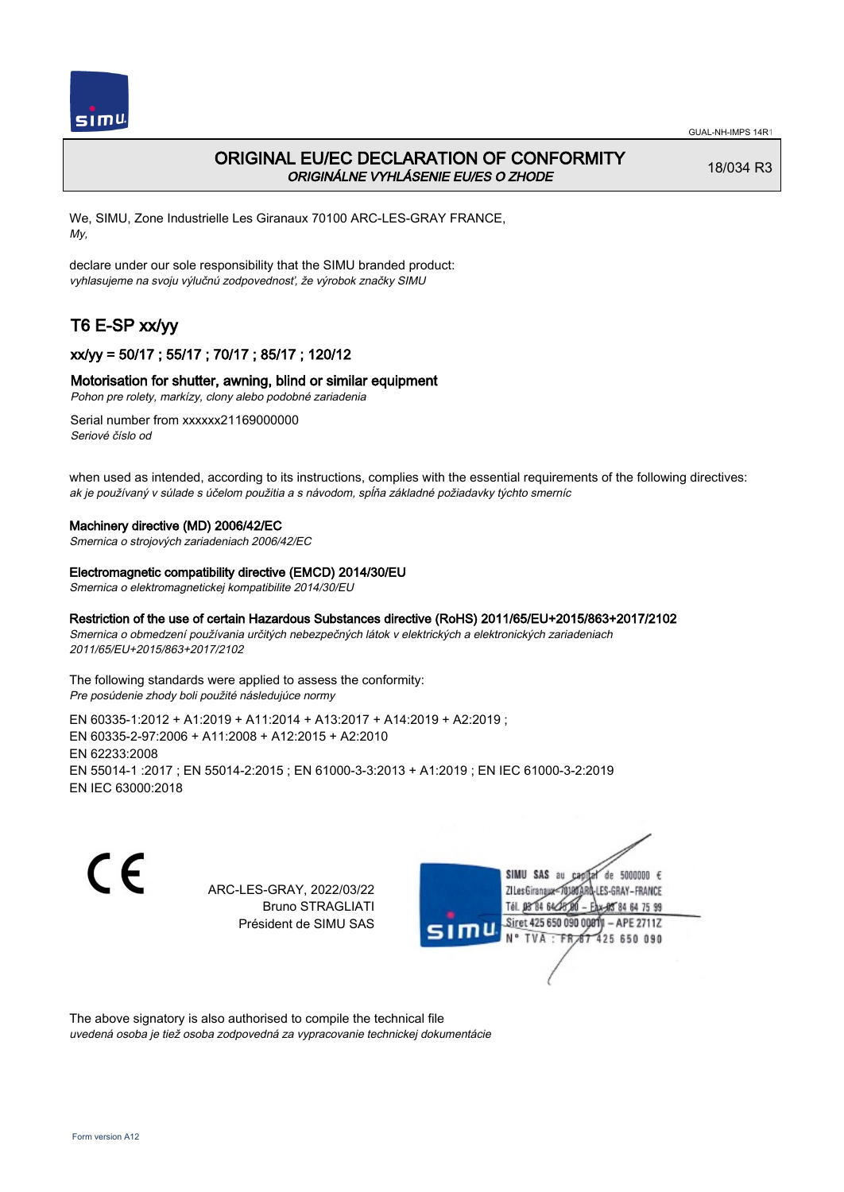# ORIGINAL EU/EC DECLARATION OF CONFORMITY
*ORIGINÁLNE VYHLÁSENIE EU/ES O ZHODE*

18/034 R3

We, SIMU, Zone Industrielle Les Giranaux 70100 ARC-LES-GRAY FRANCE,
*My,*

declare under our sole responsibility that the SIMU branded product:
*vyhlasujeme na svoju výlučnú zodpovednosť, že výrobok značky SIMU*

## T6 E-SP xx/yy

### xx/yy = 50/17 ; 55/17 ; 70/17 ; 85/17 ; 120/12

### Motorisation for shutter, awning, blind or similar equipment
*Pohon pre rolety, markízy, clony alebo podobné zariadenia*

Serial number from xxxxxx21169000000
*Seriové číslo od*

when used as intended, according to its instructions, complies with the essential requirements of the following directives:
*ak je používaný v súlade s účelom použitia a s návodom, spĺňa základné požiadavky týchto smerníc*

**Machinery directive (MD) 2006/42/EC**
*Smernica o strojových zariadeniach 2006/42/EC*

**Electromagnetic compatibility directive (EMCD) 2014/30/EU**
*Smernica o elektromagnetickej kompatibilite 2014/30/EU*

**Restriction of the use of certain Hazardous Substances directive (RoHS) 2011/65/EU+2015/863+2017/2102**
*Smernica o obmedzení používania určitých nebezpečných látok v elektrických a elektronických zariadeniach 2011/65/EU+2015/863+2017/2102*

The following standards were applied to assess the conformity:
*Pre posúdenie zhody boli použité následujúce normy*

EN 60335-1:2012 + A1:2019 + A11:2014 + A13:2017 + A14:2019 + A2:2019 ;
EN 60335-2-97:2006 + A11:2008 + A12:2015 + A2:2010
EN 62233:2008
EN 55014-1 :2017 ; EN 55014-2:2015 ; EN 61000-3-3:2013 + A1:2019 ; EN IEC 61000-3-2:2019
EN IEC 63000:2018

CE

ARC-LES-GRAY, 2022/03/22
Bruno STRAGLIATI
Président de SIMU SAS

SIMU SAS au capital de 5000000 €
ZI Les Giranaux 70100 ARC-LES-GRAY-FRANCE
Tél. 03 84 64 75 00 – Fax 03 84 64 75 99
Siret 425 650 090 00011 – APE 2711Z
N° TVA : FR 87 425 650 090

The above signatory is also authorised to compile the technical file
*uvedená osoba je tiež osoba zodpovedná za vypracovanie technickej dokumentácie*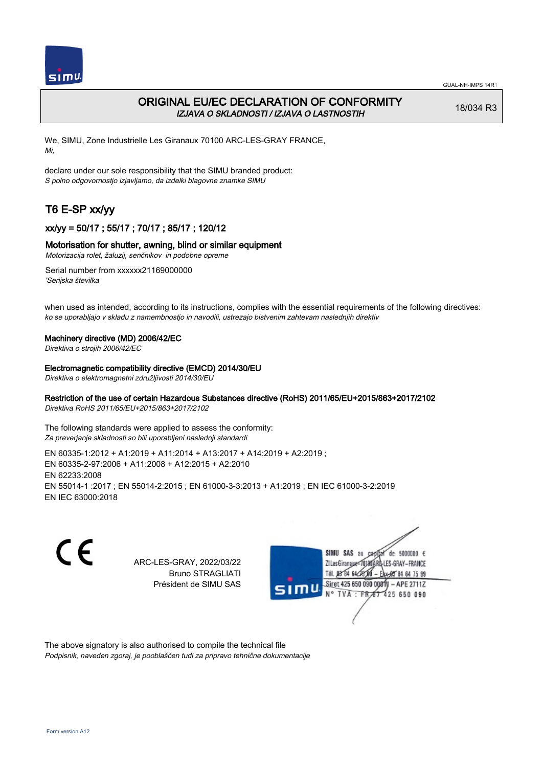# ORIGINAL EU/EC DECLARATION OF CONFORMITY

*IZJAVA O SKLADNOSTI / IZJAVA O LASTNOSTIH*

18/034 R3

We, SIMU, Zone Industrielle Les Giranaux 70100 ARC-LES-GRAY FRANCE,
*Mi,*

declare under our sole responsibility that the SIMU branded product:
*S polno odgovornostjo izjavljamo, da izdelki blagovne znamke SIMU*

## T6 E-SP xx/yy

### xx/yy = 50/17 ; 55/17 ; 70/17 ; 85/17 ; 120/12

### Motorisation for shutter, awning, blind or similar equipment

*Motorizacija rolet, žaluzij, senčnikov in podobne opreme*

Serial number from xxxxxx21169000000
*'Serijska številka*

when used as intended, according to its instructions, complies with the essential requirements of the following directives:
*ko se uporabljajo v skladu z namembnostjo in navodili, ustrezajo bistvenim zahtevam naslednjih direktiv*

**Machinery directive (MD) 2006/42/EC**
*Direktiva o strojih 2006/42/EC*

**Electromagnetic compatibility directive (EMCD) 2014/30/EU**
*Direktiva o elektromagnetni združljivosti 2014/30/EU*

**Restriction of the use of certain Hazardous Substances directive (RoHS) 2011/65/EU+2015/863+2017/2102**
*Direktiva RoHS 2011/65/EU+2015/863+2017/2102*

The following standards were applied to assess the conformity:
*Za preverjanje skladnosti so bili uporabljeni naslednji standardi*

EN 60335-1:2012 + A1:2019 + A11:2014 + A13:2017 + A14:2019 + A2:2019 ;
EN 60335-2-97:2006 + A11:2008 + A12:2015 + A2:2010
EN 62233:2008
EN 55014-1 :2017 ; EN 55014-2:2015 ; EN 61000-3-3:2013 + A1:2019 ; EN IEC 61000-3-2:2019
EN IEC 63000:2018

ARC-LES-GRAY, 2022/03/22
Bruno STRAGLIATI
Président de SIMU SAS

SIMU SAS au capital de 5000000 €
ZI Les Giranaux 70100 ARC-LES-GRAY-FRANCE
Tél. 03 84 64 75 00 – Fax 03 84 64 75 99
Siret 425 650 090 00011 – APE 2711Z
N° TVA : FR 67 425 650 090

The above signatory is also authorised to compile the technical file
*Podpisnik, naveden zgoraj, je pooblaščen tudi za pripravo tehnične dokumentacije*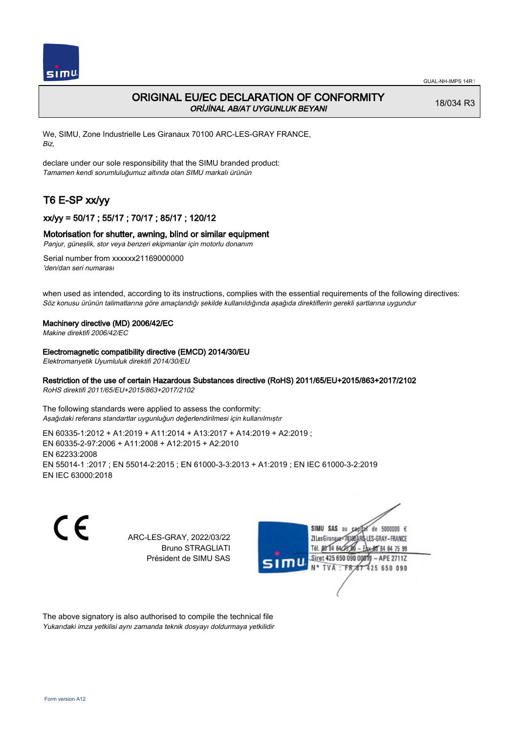# ORIGINAL EU/EC DECLARATION OF CONFORMITY

*ORİJİNAL AB/AT UYGUNLUK BEYANI*

18/034 R3

We, SIMU, Zone Industrielle Les Giranaux 70100 ARC-LES-GRAY FRANCE,
*Biz,*

declare under our sole responsibility that the SIMU branded product:
*Tamamen kendi sorumluluğumuz altında olan SIMU markalı ürünün*

## T6 E-SP xx/yy

### xx/yy = 50/17 ; 55/17 ; 70/17 ; 85/17 ; 120/12

### Motorisation for shutter, awning, blind or similar equipment

*Panjur, güneşlik, stor veya benzeri ekipmanlar için motorlu donanım*

Serial number from xxxxxx21169000000
*'den/dan seri numarası*

when used as intended, according to its instructions, complies with the essential requirements of the following directives:
*Söz konusu ürünün talimatlarına göre amaçlandığı şekilde kullanıldığında aşağıda direktiflerin gerekli şartlarına uygundur*

**Machinery directive (MD) 2006/42/EC**
*Makine direktifi 2006/42/EC*

**Electromagnetic compatibility directive (EMCD) 2014/30/EU**
*Elektromanyetik Uyumluluk direktifi 2014/30/EU*

**Restriction of the use of certain Hazardous Substances directive (RoHS) 2011/65/EU+2015/863+2017/2102**
*RoHS direktifi 2011/65/EU+2015/863+2017/2102*

The following standards were applied to assess the conformity:
*Aşağıdaki referans standartlar uygunluğun değerlendirilmesi için kullanılmıştır*

EN 60335-1:2012 + A1:2019 + A11:2014 + A13:2017 + A14:2019 + A2:2019 ;
EN 60335-2-97:2006 + A11:2008 + A12:2015 + A2:2010
EN 62233:2008
EN 55014-1 :2017 ; EN 55014-2:2015 ; EN 61000-3-3:2013 + A1:2019 ; EN IEC 61000-3-2:2019
EN IEC 63000:2018

CE

ARC-LES-GRAY, 2022/03/22
Bruno STRAGLIATI
Président de SIMU SAS

SIMU SAS au capital de 5000000 €
ZI Les Giranaux 70100 ARC-LES-GRAY-FRANCE
Tél. 03 84 64 75 00 – Fax 03 84 64 75 99
Siret 425 650 090 00011 – APE 2711Z
N° TVA : FR 67 425 650 090

The above signatory is also authorised to compile the technical file
*Yukarıdaki imza yetkilisi aynı zamanda teknik dosyayı doldurmaya yetkilidir*